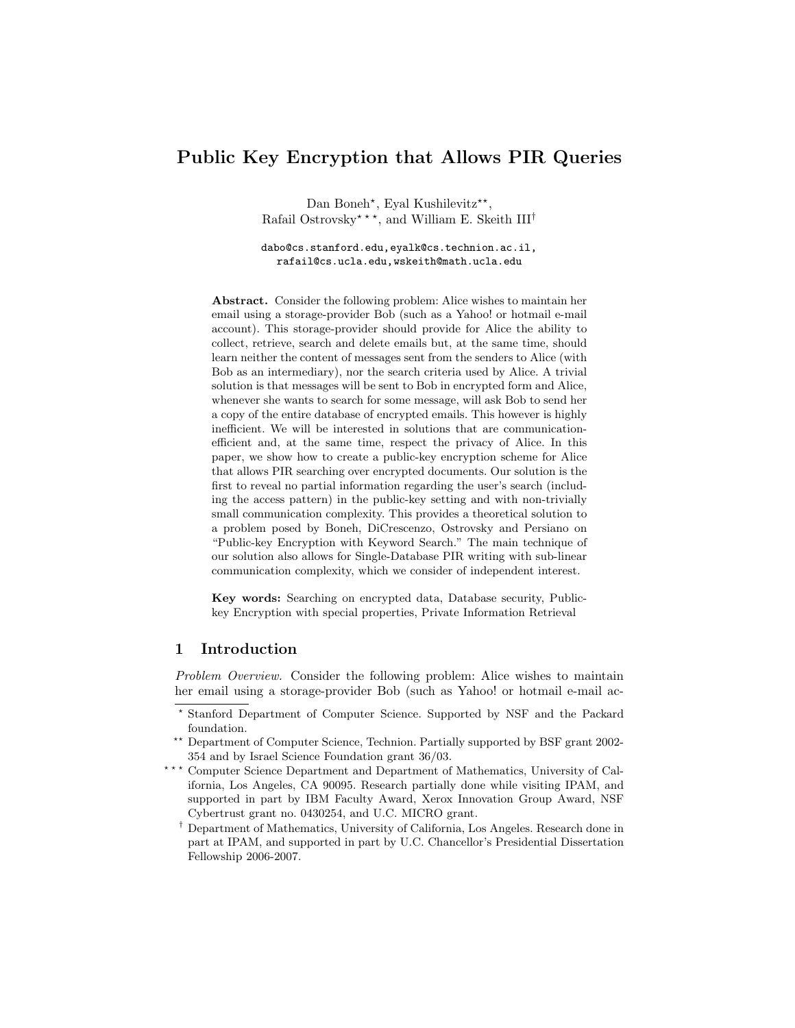# Public Key Encryption that Allows PIR Queries

Dan Boneh[⋆], Eyal Kushilevitz[⋆⋆], Rafail Ostrovsky[⋆⋆⋆], and William E. Skeith III[†]

dabo@cs.stanford.edu, eyalk@cs.technion.ac.il, rafail@cs.ucla.edu, wskeith@math.ucla.edu

**Abstract.** Consider the following problem: Alice wishes to maintain her email using a storage-provider Bob (such as a Yahoo! or hotmail e-mail account). This storage-provider should provide for Alice the ability to collect, retrieve, search and delete emails but, at the same time, should learn neither the content of messages sent from the senders to Alice (with Bob as an intermediary), nor the search criteria used by Alice. A trivial solution is that messages will be sent to Bob in encrypted form and Alice, whenever she wants to search for some message, will ask Bob to send her a copy of the entire database of encrypted emails. This however is highly inefficient. We will be interested in solutions that are communication-efficient and, at the same time, respect the privacy of Alice. In this paper, we show how to create a public-key encryption scheme for Alice that allows PIR searching over encrypted documents. Our solution is the first to reveal no partial information regarding the user's search (including the access pattern) in the public-key setting and with non-trivially small communication complexity. This provides a theoretical solution to a problem posed by Boneh, DiCrescenzo, Ostrovsky and Persiano on "Public-key Encryption with Keyword Search." The main technique of our solution also allows for Single-Database PIR writing with sub-linear communication complexity, which we consider of independent interest.

**Key words:** Searching on encrypted data, Database security, Public-key Encryption with special properties, Private Information Retrieval

## 1 Introduction

*Problem Overview.* Consider the following problem: Alice wishes to maintain her email using a storage-provider Bob (such as Yahoo! or hotmail e-mail ac-

---

[⋆] Stanford Department of Computer Science. Supported by NSF and the Packard foundation.

[⋆⋆] Department of Computer Science, Technion. Partially supported by BSF grant 2002-354 and by Israel Science Foundation grant 36/03.

[⋆⋆⋆] Computer Science Department and Department of Mathematics, University of California, Los Angeles, CA 90095. Research partially done while visiting IPAM, and supported in part by IBM Faculty Award, Xerox Innovation Group Award, NSF Cybertrust grant no. 0430254, and U.C. MICRO grant.

[†] Department of Mathematics, University of California, Los Angeles. Research done in part at IPAM, and supported in part by U.C. Chancellor's Presidential Dissertation Fellowship 2006-2007.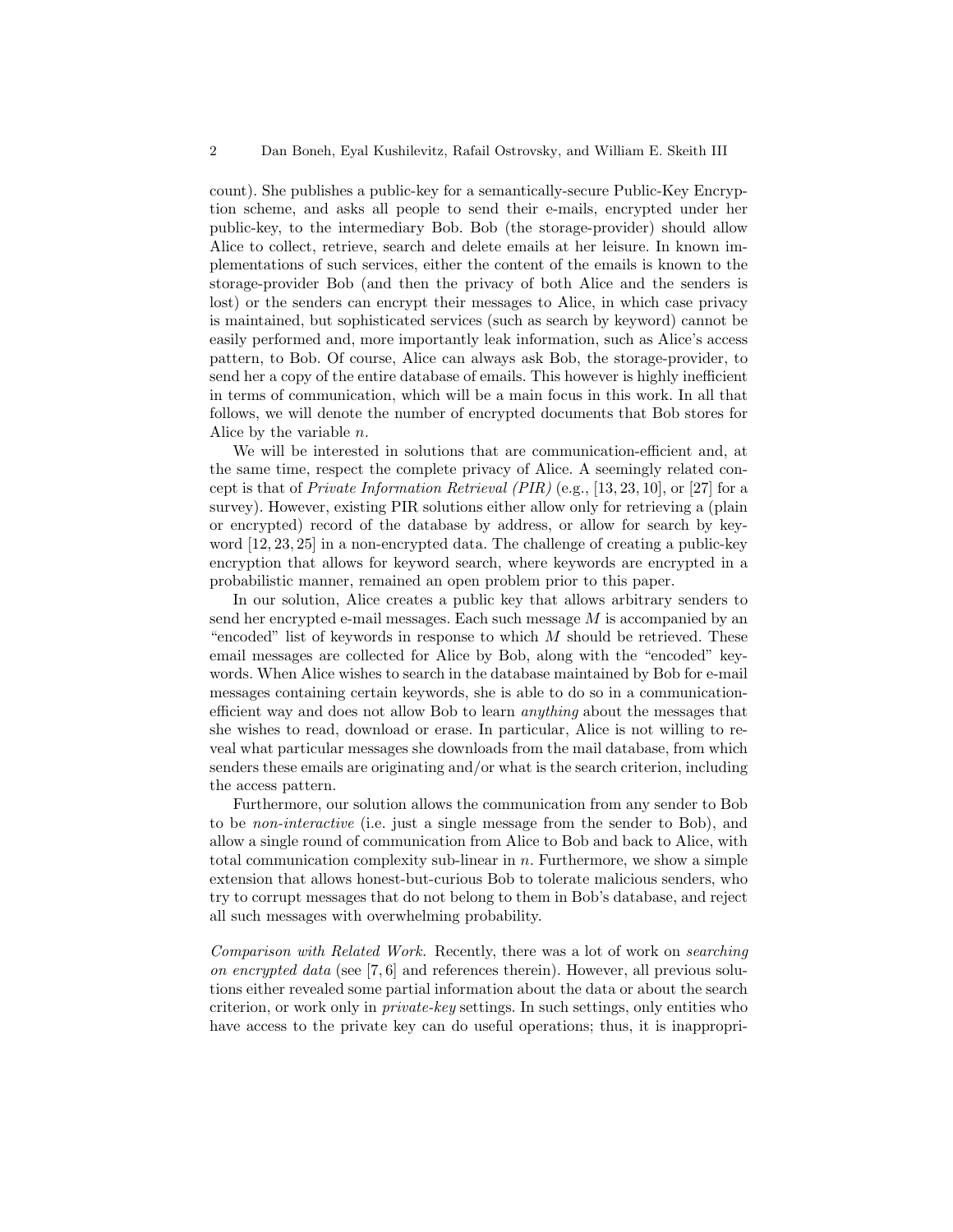count). She publishes a public-key for a semantically-secure Public-Key Encryption scheme, and asks all people to send their e-mails, encrypted under her public-key, to the intermediary Bob. Bob (the storage-provider) should allow Alice to collect, retrieve, search and delete emails at her leisure. In known implementations of such services, either the content of the emails is known to the storage-provider Bob (and then the privacy of both Alice and the senders is lost) or the senders can encrypt their messages to Alice, in which case privacy is maintained, but sophisticated services (such as search by keyword) cannot be easily performed and, more importantly leak information, such as Alice's access pattern, to Bob. Of course, Alice can always ask Bob, the storage-provider, to send her a copy of the entire database of emails. This however is highly inefficient in terms of communication, which will be a main focus in this work. In all that follows, we will denote the number of encrypted documents that Bob stores for Alice by the variable $n$.

We will be interested in solutions that are communication-efficient and, at the same time, respect the complete privacy of Alice. A seemingly related concept is that of *Private Information Retrieval (PIR)* (e.g., [13, 23, 10], or [27] for a survey). However, existing PIR solutions either allow only for retrieving a (plain or encrypted) record of the database by address, or allow for search by keyword [12, 23, 25] in a non-encrypted data. The challenge of creating a public-key encryption that allows for keyword search, where keywords are encrypted in a probabilistic manner, remained an open problem prior to this paper.

In our solution, Alice creates a public key that allows arbitrary senders to send her encrypted e-mail messages. Each such message $M$ is accompanied by an "encoded" list of keywords in response to which $M$ should be retrieved. These email messages are collected for Alice by Bob, along with the "encoded" keywords. When Alice wishes to search in the database maintained by Bob for e-mail messages containing certain keywords, she is able to do so in a communication-efficient way and does not allow Bob to learn *anything* about the messages that she wishes to read, download or erase. In particular, Alice is not willing to reveal what particular messages she downloads from the mail database, from which senders these emails are originating and/or what is the search criterion, including the access pattern.

Furthermore, our solution allows the communication from any sender to Bob to be *non-interactive* (i.e. just a single message from the sender to Bob), and allow a single round of communication from Alice to Bob and back to Alice, with total communication complexity sub-linear in $n$. Furthermore, we show a simple extension that allows honest-but-curious Bob to tolerate malicious senders, who try to corrupt messages that do not belong to them in Bob's database, and reject all such messages with overwhelming probability.

*Comparison with Related Work.* Recently, there was a lot of work on *searching on encrypted data* (see [7, 6] and references therein). However, all previous solutions either revealed some partial information about the data or about the search criterion, or work only in *private-key* settings. In such settings, only entities who have access to the private key can do useful operations; thus, it is inappropri-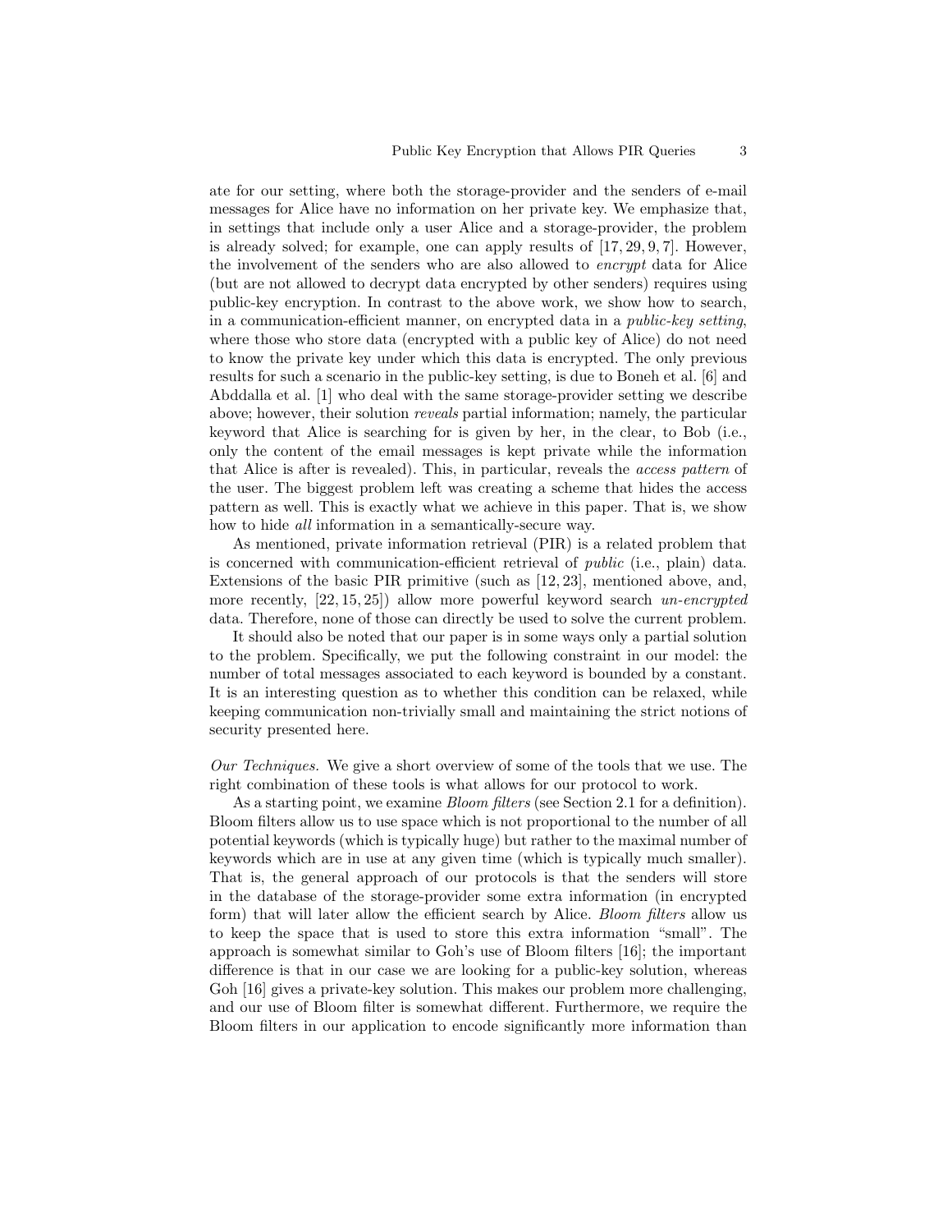ate for our setting, where both the storage-provider and the senders of e-mail messages for Alice have no information on her private key. We emphasize that, in settings that include only a user Alice and a storage-provider, the problem is already solved; for example, one can apply results of [17, 29, 9, 7]. However, the involvement of the senders who are also allowed to *encrypt* data for Alice (but are not allowed to decrypt data encrypted by other senders) requires using public-key encryption. In contrast to the above work, we show how to search, in a communication-efficient manner, on encrypted data in a *public-key setting*, where those who store data (encrypted with a public key of Alice) do not need to know the private key under which this data is encrypted. The only previous results for such a scenario in the public-key setting, is due to Boneh et al. [6] and Abddalla et al. [1] who deal with the same storage-provider setting we describe above; however, their solution *reveals* partial information; namely, the particular keyword that Alice is searching for is given by her, in the clear, to Bob (i.e., only the content of the email messages is kept private while the information that Alice is after is revealed). This, in particular, reveals the *access pattern* of the user. The biggest problem left was creating a scheme that hides the access pattern as well. This is exactly what we achieve in this paper. That is, we show how to hide *all* information in a semantically-secure way.

As mentioned, private information retrieval (PIR) is a related problem that is concerned with communication-efficient retrieval of *public* (i.e., plain) data. Extensions of the basic PIR primitive (such as [12, 23], mentioned above, and, more recently, [22, 15, 25]) allow more powerful keyword search *un-encrypted* data. Therefore, none of those can directly be used to solve the current problem.

It should also be noted that our paper is in some ways only a partial solution to the problem. Specifically, we put the following constraint in our model: the number of total messages associated to each keyword is bounded by a constant. It is an interesting question as to whether this condition can be relaxed, while keeping communication non-trivially small and maintaining the strict notions of security presented here.

*Our Techniques.* We give a short overview of some of the tools that we use. The right combination of these tools is what allows for our protocol to work.

As a starting point, we examine *Bloom filters* (see Section 2.1 for a definition). Bloom filters allow us to use space which is not proportional to the number of all potential keywords (which is typically huge) but rather to the maximal number of keywords which are in use at any given time (which is typically much smaller). That is, the general approach of our protocols is that the senders will store in the database of the storage-provider some extra information (in encrypted form) that will later allow the efficient search by Alice. *Bloom filters* allow us to keep the space that is used to store this extra information "small". The approach is somewhat similar to Goh's use of Bloom filters [16]; the important difference is that in our case we are looking for a public-key solution, whereas Goh [16] gives a private-key solution. This makes our problem more challenging, and our use of Bloom filter is somewhat different. Furthermore, we require the Bloom filters in our application to encode significantly more information than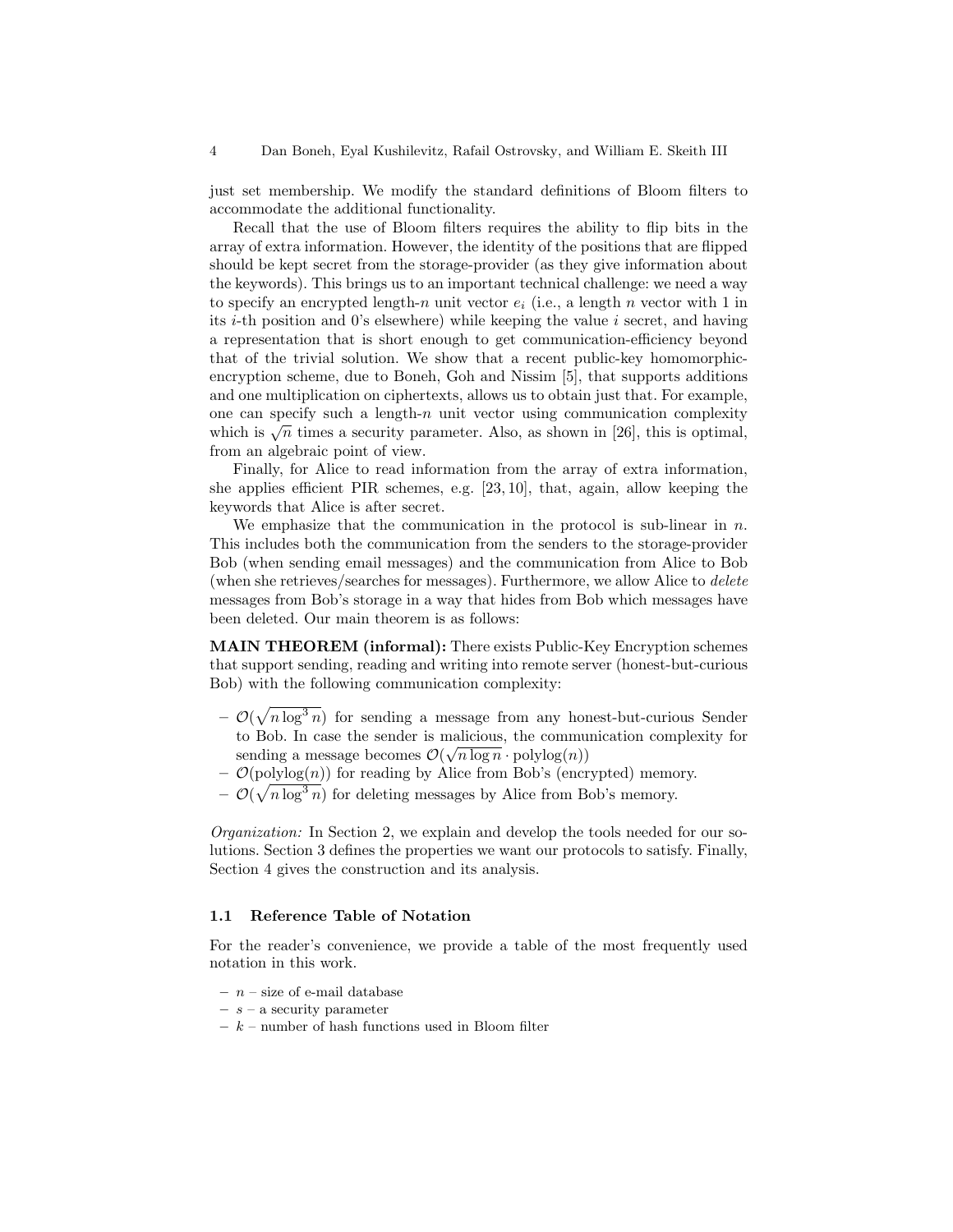just set membership. We modify the standard definitions of Bloom filters to accommodate the additional functionality.

Recall that the use of Bloom filters requires the ability to flip bits in the array of extra information. However, the identity of the positions that are flipped should be kept secret from the storage-provider (as they give information about the keywords). This brings us to an important technical challenge: we need a way to specify an encrypted length-$n$ unit vector $e_i$ (i.e., a length $n$ vector with 1 in its $i$-th position and 0's elsewhere) while keeping the value $i$ secret, and having a representation that is short enough to get communication-efficiency beyond that of the trivial solution. We show that a recent public-key homomorphic-encryption scheme, due to Boneh, Goh and Nissim [5], that supports additions and one multiplication on ciphertexts, allows us to obtain just that. For example, one can specify such a length-$n$ unit vector using communication complexity which is $\sqrt{n}$ times a security parameter. Also, as shown in [26], this is optimal, from an algebraic point of view.

Finally, for Alice to read information from the array of extra information, she applies efficient PIR schemes, e.g. [23, 10], that, again, allow keeping the keywords that Alice is after secret.

We emphasize that the communication in the protocol is sub-linear in $n$. This includes both the communication from the senders to the storage-provider Bob (when sending email messages) and the communication from Alice to Bob (when she retrieves/searches for messages). Furthermore, we allow Alice to *delete* messages from Bob's storage in a way that hides from Bob which messages have been deleted. Our main theorem is as follows:

**MAIN THEOREM (informal):** There exists Public-Key Encryption schemes that support sending, reading and writing into remote server (honest-but-curious Bob) with the following communication complexity:

- $\mathcal{O}(\sqrt{n\log^3 n})$ for sending a message from any honest-but-curious Sender to Bob. In case the sender is malicious, the communication complexity for sending a message becomes $\mathcal{O}(\sqrt{n\log n}\cdot \mathrm{polylog}(n))$
- $\mathcal{O}(\mathrm{polylog}(n))$ for reading by Alice from Bob's (encrypted) memory.
- $\mathcal{O}(\sqrt{n\log^3 n})$ for deleting messages by Alice from Bob's memory.

*Organization:* In Section 2, we explain and develop the tools needed for our solutions. Section 3 defines the properties we want our protocols to satisfy. Finally, Section 4 gives the construction and its analysis.

### 1.1 Reference Table of Notation

For the reader's convenience, we provide a table of the most frequently used notation in this work.

- $n$ – size of e-mail database
- $s$ – a security parameter
- $k$ – number of hash functions used in Bloom filter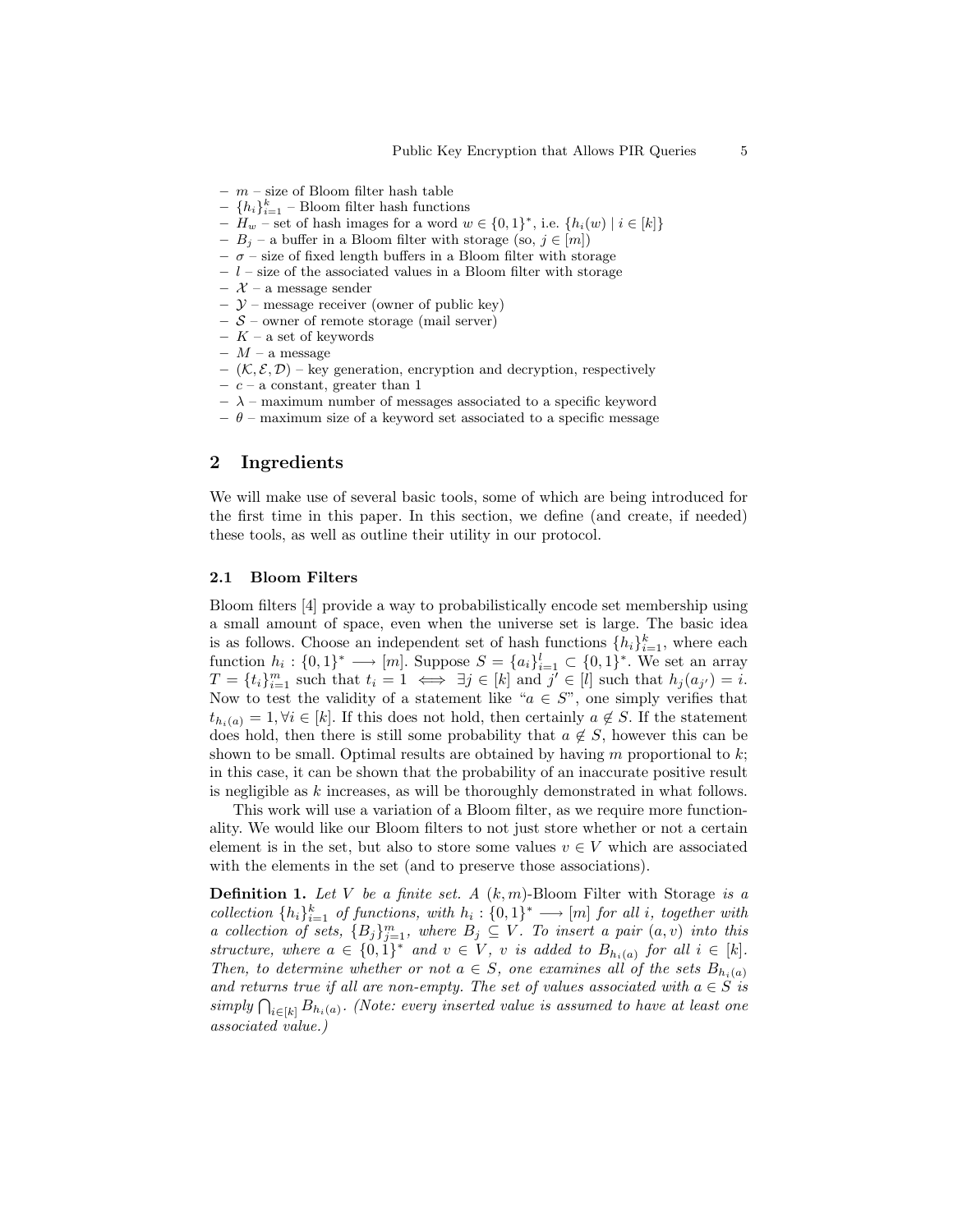- $m$ – size of Bloom filter hash table
- $\{h_i\}_{i=1}^k$ – Bloom filter hash functions
- $H_w$ – set of hash images for a word $w \in \{0,1\}^*$, i.e. $\{h_i(w) \mid i \in [k]\}$
- $B_j$ – a buffer in a Bloom filter with storage (so, $j \in [m]$)
- $\sigma$ – size of fixed length buffers in a Bloom filter with storage
- $l$ – size of the associated values in a Bloom filter with storage
- $\mathcal{X}$ – a message sender
- $\mathcal{Y}$ – message receiver (owner of public key)
- $\mathcal{S}$ – owner of remote storage (mail server)
- $K$ – a set of keywords
- $M$ – a message
- $(\mathcal{K}, \mathcal{E}, \mathcal{D})$ – key generation, encryption and decryption, respectively
- $c$ – a constant, greater than 1
- $\lambda$ – maximum number of messages associated to a specific keyword
- $\theta$ – maximum size of a keyword set associated to a specific message

## 2 Ingredients

We will make use of several basic tools, some of which are being introduced for the first time in this paper. In this section, we define (and create, if needed) these tools, as well as outline their utility in our protocol.

### 2.1 Bloom Filters

Bloom filters [4] provide a way to probabilistically encode set membership using a small amount of space, even when the universe set is large. The basic idea is as follows. Choose an independent set of hash functions $\{h_i\}_{i=1}^k$, where each function $h_i : \{0,1\}^* \longrightarrow [m]$. Suppose $S = \{a_i\}_{i=1}^l \subset \{0,1\}^*$. We set an array $T = \{t_i\}_{i=1}^m$ such that $t_i = 1 \iff \exists j \in [k]$ and $j' \in [l]$ such that $h_j(a_{j'}) = i$. Now to test the validity of a statement like "$a \in S$", one simply verifies that $t_{h_i(a)} = 1, \forall i \in [k]$. If this does not hold, then certainly $a \notin S$. If the statement does hold, then there is still some probability that $a \notin S$, however this can be shown to be small. Optimal results are obtained by having $m$ proportional to $k$; in this case, it can be shown that the probability of an inaccurate positive result is negligible as $k$ increases, as will be thoroughly demonstrated in what follows.

This work will use a variation of a Bloom filter, as we require more functionality. We would like our Bloom filters to not just store whether or not a certain element is in the set, but also to store some values $v \in V$ which are associated with the elements in the set (and to preserve those associations).

**Definition 1.** *Let $V$ be a finite set. A $(k,m)$-*Bloom Filter with Storage *is a collection $\{h_i\}_{i=1}^k$ of functions, with $h_i : \{0,1\}^* \longrightarrow [m]$ for all $i$, together with a collection of sets, $\{B_j\}_{j=1}^m$, where $B_j \subseteq V$. To insert a pair $(a,v)$ into this structure, where $a \in \{0,1\}^*$ and $v \in V$, $v$ is added to $B_{h_i(a)}$ for all $i \in [k]$. Then, to determine whether or not $a \in S$, one examines all of the sets $B_{h_i(a)}$ and returns true if all are non-empty. The set of values associated with $a \in S$ is simply $\bigcap_{i \in [k]} B_{h_i(a)}$. (Note: every inserted value is assumed to have at least one associated value.)*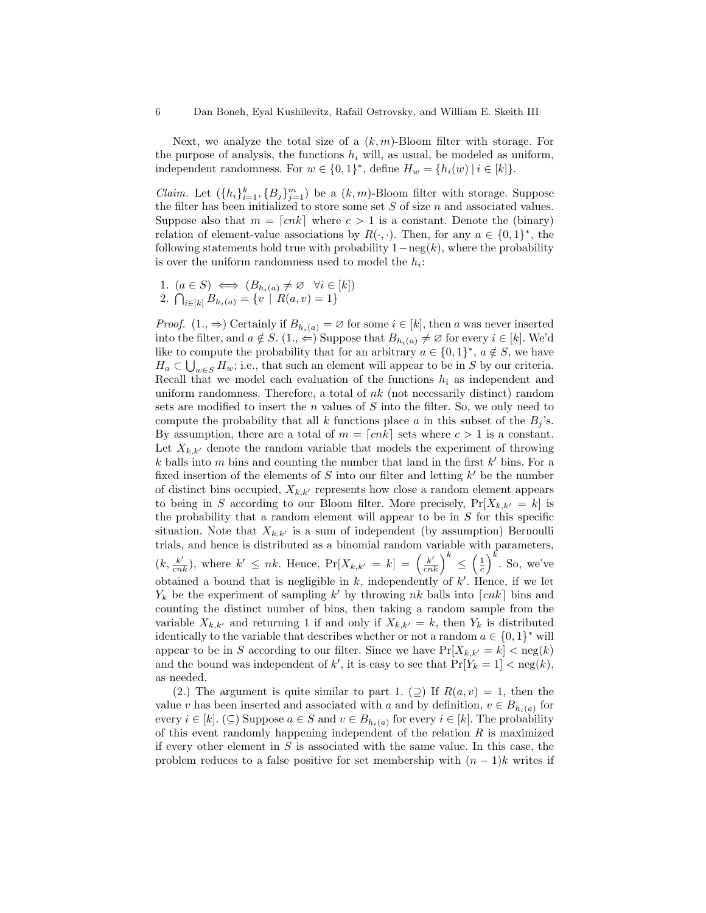Next, we analyze the total size of a $(k, m)$-Bloom filter with storage. For the purpose of analysis, the functions $h_i$ will, as usual, be modeled as uniform, independent randomness. For $w \in \{0,1\}^*$, define $H_w = \{h_i(w) \mid i \in [k]\}$.

*Claim.* Let $(\{h_i\}_{i=1}^k, \{B_j\}_{j=1}^m)$ be a $(k, m)$-Bloom filter with storage. Suppose the filter has been initialized to store some set $S$ of size $n$ and associated values. Suppose also that $m = \lceil cnk \rceil$ where $c > 1$ is a constant. Denote the (binary) relation of element-value associations by $R(\cdot, \cdot)$. Then, for any $a \in \{0,1\}^*$, the following statements hold true with probability $1 - \text{neg}(k)$, where the probability is over the uniform randomness used to model the $h_i$:

1. $(a \in S) \iff (B_{h_i(a)} \neq \varnothing \quad \forall i \in [k])$
2. $\bigcap_{i \in [k]} B_{h_i(a)} = \{v \mid R(a, v) = 1\}$

*Proof.* (1., $\Rightarrow$) Certainly if $B_{h_i(a)} = \varnothing$ for some $i \in [k]$, then $a$ was never inserted into the filter, and $a \notin S$. (1., $\Leftarrow$) Suppose that $B_{h_i(a)} \neq \varnothing$ for every $i \in [k]$. We'd like to compute the probability that for an arbitrary $a \in \{0,1\}^*$, $a \notin S$, we have $H_a \subset \bigcup_{w \in S} H_w$; i.e., that such an element will appear to be in $S$ by our criteria. Recall that we model each evaluation of the functions $h_i$ as independent and uniform randomness. Therefore, a total of $nk$ (not necessarily distinct) random sets are modified to insert the $n$ values of $S$ into the filter. So, we only need to compute the probability that all $k$ functions place $a$ in this subset of the $B_j$'s. By assumption, there are a total of $m = \lceil cnk \rceil$ sets where $c > 1$ is a constant. Let $X_{k,k'}$ denote the random variable that models the experiment of throwing $k$ balls into $m$ bins and counting the number that land in the first $k'$ bins. For a fixed insertion of the elements of $S$ into our filter and letting $k'$ be the number of distinct bins occupied, $X_{k,k'}$ represents how close a random element appears to being in $S$ according to our Bloom filter. More precisely, $\Pr[X_{k,k'} = k]$ is the probability that a random element will appear to be in $S$ for this specific situation. Note that $X_{k,k'}$ is a sum of independent (by assumption) Bernoulli trials, and hence is distributed as a binomial random variable with parameters, $(k, \frac{k'}{cnk})$, where $k' \leq nk$. Hence, $\Pr[X_{k,k'} = k] = \left(\frac{k'}{cnk}\right)^k \leq \left(\frac{1}{c}\right)^k$. So, we've obtained a bound that is negligible in $k$, independently of $k'$. Hence, if we let $Y_k$ be the experiment of sampling $k'$ by throwing $nk$ balls into $\lceil cnk \rceil$ bins and counting the distinct number of bins, then taking a random sample from the variable $X_{k,k'}$ and returning 1 if and only if $X_{k,k'} = k$, then $Y_k$ is distributed identically to the variable that describes whether or not a random $a \in \{0,1\}^*$ will appear to be in $S$ according to our filter. Since we have $\Pr[X_{k,k'} = k] < \text{neg}(k)$ and the bound was independent of $k'$, it is easy to see that $\Pr[Y_k = 1] < \text{neg}(k)$, as needed.

(2.) The argument is quite similar to part 1. ($\supseteq$) If $R(a, v) = 1$, then the value $v$ has been inserted and associated with $a$ and by definition, $v \in B_{h_i(a)}$ for every $i \in [k]$. ($\subseteq$) Suppose $a \in S$ and $v \in B_{h_i(a)}$ for every $i \in [k]$. The probability of this event randomly happening independent of the relation $R$ is maximized if every other element in $S$ is associated with the same value. In this case, the problem reduces to a false positive for set membership with $(n-1)k$ writes if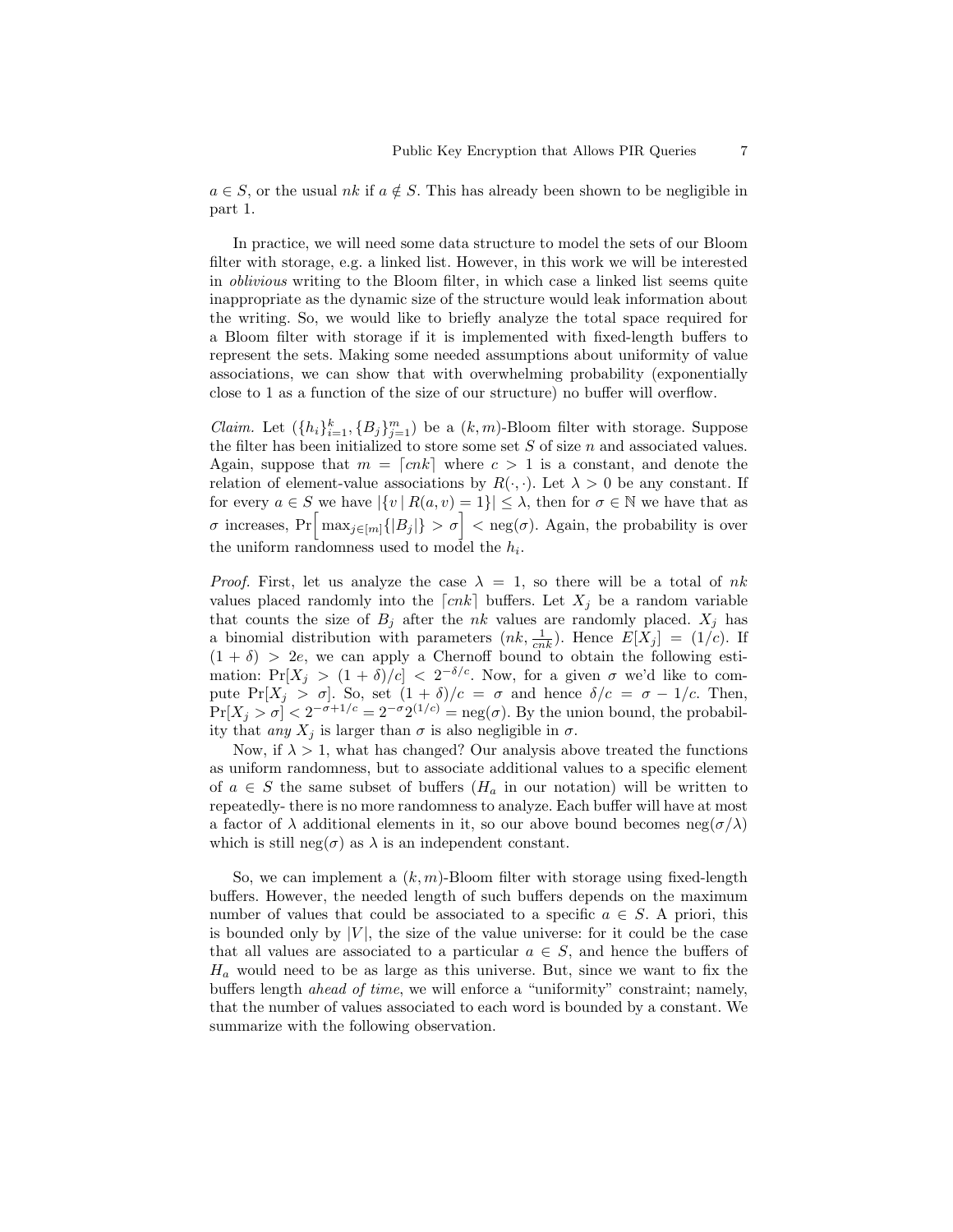$a \in S$, or the usual $nk$ if $a \notin S$. This has already been shown to be negligible in part 1.

In practice, we will need some data structure to model the sets of our Bloom filter with storage, e.g. a linked list. However, in this work we will be interested in *oblivious* writing to the Bloom filter, in which case a linked list seems quite inappropriate as the dynamic size of the structure would leak information about the writing. So, we would like to briefly analyze the total space required for a Bloom filter with storage if it is implemented with fixed-length buffers to represent the sets. Making some needed assumptions about uniformity of value associations, we can show that with overwhelming probability (exponentially close to 1 as a function of the size of our structure) no buffer will overflow.

*Claim.* Let $(\{h_i\}_{i=1}^{k}, \{B_j\}_{j=1}^{m})$ be a $(k, m)$-Bloom filter with storage. Suppose the filter has been initialized to store some set $S$ of size $n$ and associated values. Again, suppose that $m = \lceil cnk \rceil$ where $c > 1$ is a constant, and denote the relation of element-value associations by $R(\cdot, \cdot)$. Let $\lambda > 0$ be any constant. If for every $a \in S$ we have $|\{v \mid R(a, v) = 1\}| \leq \lambda$, then for $\sigma \in \mathbb{N}$ we have that as $\sigma$ increases, $\Pr\Big[\max_{j\in[m]}\{|B_j|\} > \sigma\Big] < \text{neg}(\sigma)$. Again, the probability is over the uniform randomness used to model the $h_i$.

*Proof.* First, let us analyze the case $\lambda = 1$, so there will be a total of $nk$ values placed randomly into the $\lceil cnk \rceil$ buffers. Let $X_j$ be a random variable that counts the size of $B_j$ after the $nk$ values are randomly placed. $X_j$ has a binomial distribution with parameters $(nk, \frac{1}{cnk})$. Hence $E[X_j] = (1/c)$. If $(1 + \delta) > 2e$, we can apply a Chernoff bound to obtain the following estimation: $\Pr[X_j > (1 + \delta)/c] < 2^{-\delta/c}$. Now, for a given $\sigma$ we'd like to compute $\Pr[X_j > \sigma]$. So, set $(1 + \delta)/c = \sigma$ and hence $\delta/c = \sigma - 1/c$. Then, $\Pr[X_j > \sigma] < 2^{-\sigma+1/c} = 2^{-\sigma}2^{(1/c)} = \text{neg}(\sigma)$. By the union bound, the probability that *any* $X_j$ is larger than $\sigma$ is also negligible in $\sigma$.

Now, if $\lambda > 1$, what has changed? Our analysis above treated the functions as uniform randomness, but to associate additional values to a specific element of $a \in S$ the same subset of buffers ($H_a$ in our notation) will be written to repeatedly- there is no more randomness to analyze. Each buffer will have at most a factor of $\lambda$ additional elements in it, so our above bound becomes $\text{neg}(\sigma/\lambda)$ which is still $\text{neg}(\sigma)$ as $\lambda$ is an independent constant.

So, we can implement a $(k, m)$-Bloom filter with storage using fixed-length buffers. However, the needed length of such buffers depends on the maximum number of values that could be associated to a specific $a \in S$. A priori, this is bounded only by $|V|$, the size of the value universe: for it could be the case that all values are associated to a particular $a \in S$, and hence the buffers of $H_a$ would need to be as large as this universe. But, since we want to fix the buffers length *ahead of time*, we will enforce a "uniformity" constraint; namely, that the number of values associated to each word is bounded by a constant. We summarize with the following observation.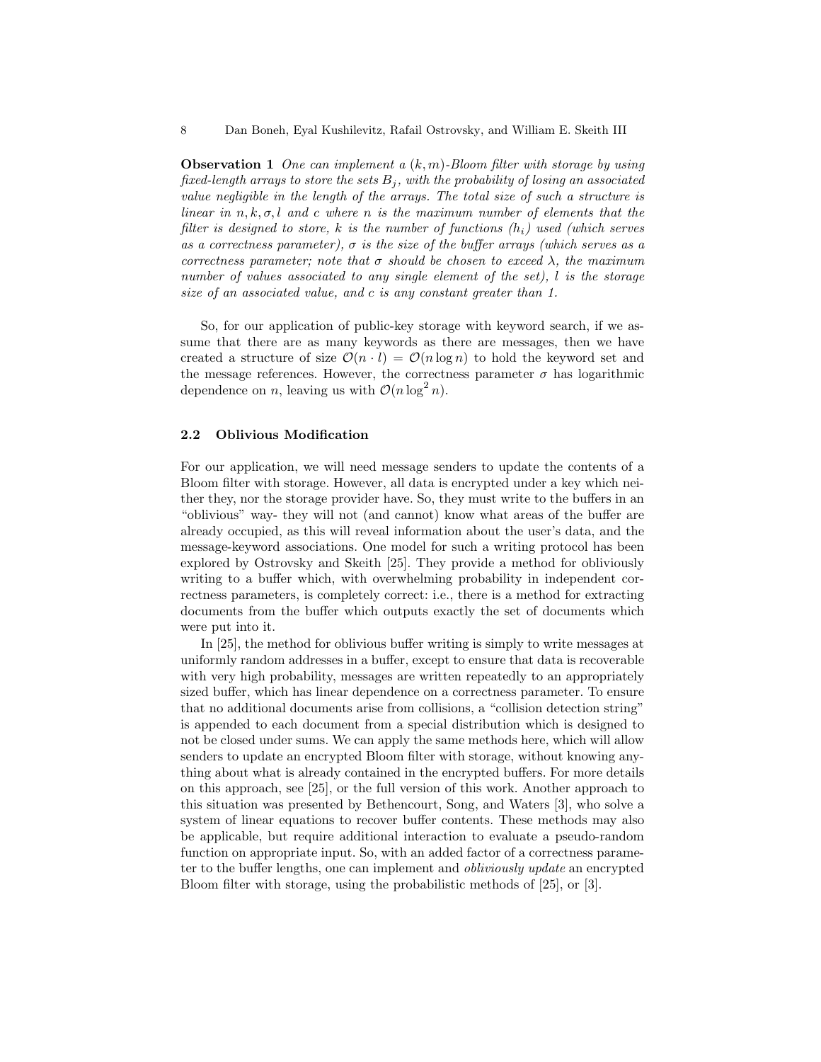**Observation 1** *One can implement a $(k, m)$-Bloom filter with storage by using fixed-length arrays to store the sets $B_j$, with the probability of losing an associated value negligible in the length of the arrays. The total size of such a structure is linear in $n, k, \sigma, l$ and $c$ where $n$ is the maximum number of elements that the filter is designed to store, $k$ is the number of functions ($h_i$) used (which serves as a correctness parameter), $\sigma$ is the size of the buffer arrays (which serves as a correctness parameter; note that $\sigma$ should be chosen to exceed $\lambda$, the maximum number of values associated to any single element of the set), $l$ is the storage size of an associated value, and $c$ is any constant greater than 1.*

So, for our application of public-key storage with keyword search, if we assume that there are as many keywords as there are messages, then we have created a structure of size $\mathcal{O}(n \cdot l) = \mathcal{O}(n \log n)$ to hold the keyword set and the message references. However, the correctness parameter $\sigma$ has logarithmic dependence on $n$, leaving us with $\mathcal{O}(n \log^2 n)$.

### 2.2 Oblivious Modification

For our application, we will need message senders to update the contents of a Bloom filter with storage. However, all data is encrypted under a key which neither they, nor the storage provider have. So, they must write to the buffers in an "oblivious" way- they will not (and cannot) know what areas of the buffer are already occupied, as this will reveal information about the user's data, and the message-keyword associations. One model for such a writing protocol has been explored by Ostrovsky and Skeith [25]. They provide a method for obliviously writing to a buffer which, with overwhelming probability in independent correctness parameters, is completely correct: i.e., there is a method for extracting documents from the buffer which outputs exactly the set of documents which were put into it.

In [25], the method for oblivious buffer writing is simply to write messages at uniformly random addresses in a buffer, except to ensure that data is recoverable with very high probability, messages are written repeatedly to an appropriately sized buffer, which has linear dependence on a correctness parameter. To ensure that no additional documents arise from collisions, a "collision detection string" is appended to each document from a special distribution which is designed to not be closed under sums. We can apply the same methods here, which will allow senders to update an encrypted Bloom filter with storage, without knowing anything about what is already contained in the encrypted buffers. For more details on this approach, see [25], or the full version of this work. Another approach to this situation was presented by Bethencourt, Song, and Waters [3], who solve a system of linear equations to recover buffer contents. These methods may also be applicable, but require additional interaction to evaluate a pseudo-random function on appropriate input. So, with an added factor of a correctness parameter to the buffer lengths, one can implement and *obliviously update* an encrypted Bloom filter with storage, using the probabilistic methods of [25], or [3].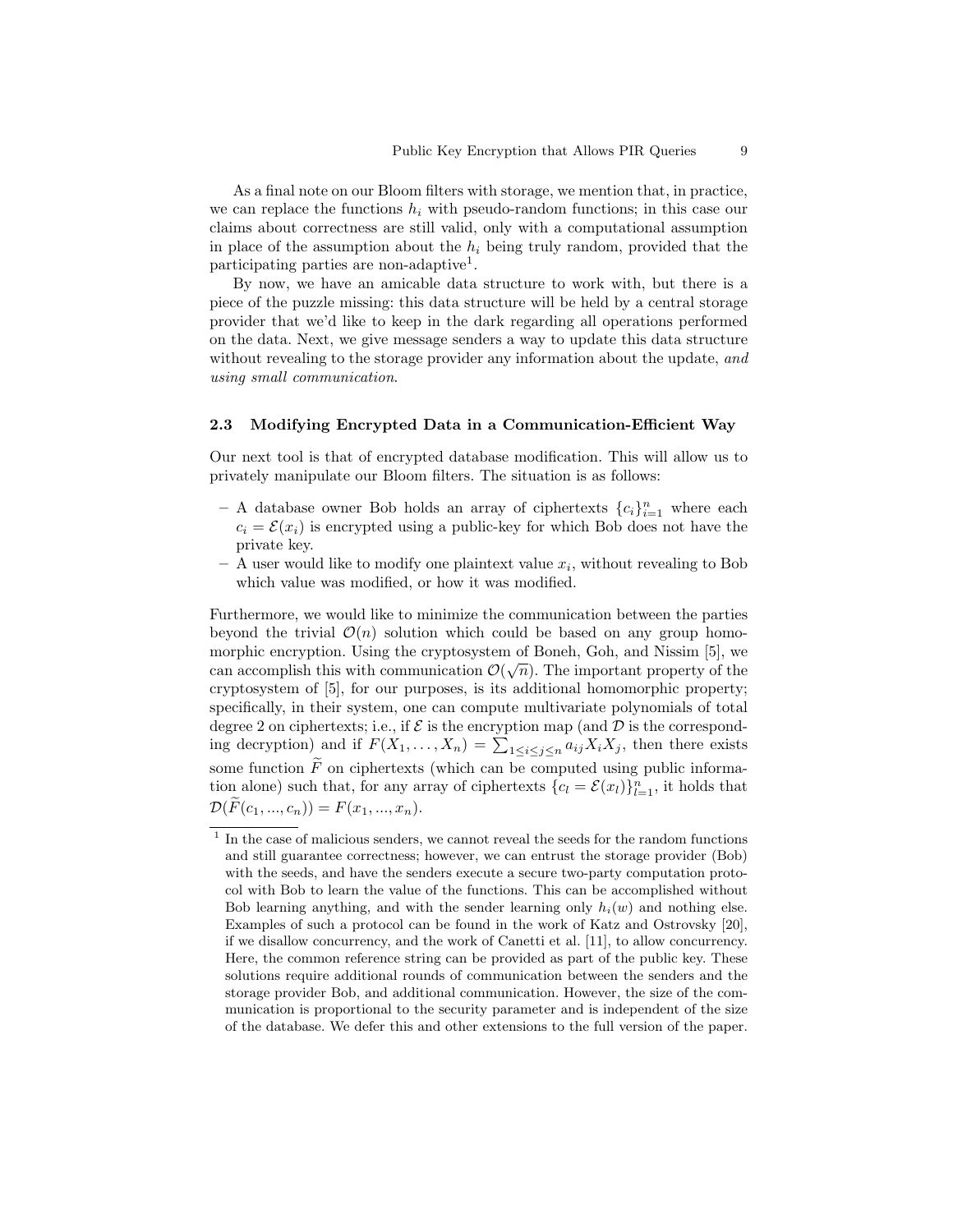As a final note on our Bloom filters with storage, we mention that, in practice, we can replace the functions $h_i$ with pseudo-random functions; in this case our claims about correctness are still valid, only with a computational assumption in place of the assumption about the $h_i$ being truly random, provided that the participating parties are non-adaptive[1].

By now, we have an amicable data structure to work with, but there is a piece of the puzzle missing: this data structure will be held by a central storage provider that we'd like to keep in the dark regarding all operations performed on the data. Next, we give message senders a way to update this data structure without revealing to the storage provider any information about the update, *and using small communication*.

### 2.3 Modifying Encrypted Data in a Communication-Efficient Way

Our next tool is that of encrypted database modification. This will allow us to privately manipulate our Bloom filters. The situation is as follows:

- A database owner Bob holds an array of ciphertexts $\{c_i\}_{i=1}^n$ where each $c_i = \mathcal{E}(x_i)$ is encrypted using a public-key for which Bob does not have the private key.
- A user would like to modify one plaintext value $x_i$, without revealing to Bob which value was modified, or how it was modified.

Furthermore, we would like to minimize the communication between the parties beyond the trivial $\mathcal{O}(n)$ solution which could be based on any group homomorphic encryption. Using the cryptosystem of Boneh, Goh, and Nissim [5], we can accomplish this with communication $\mathcal{O}(\sqrt{n})$. The important property of the cryptosystem of [5], for our purposes, is its additional homomorphic property; specifically, in their system, one can compute multivariate polynomials of total degree 2 on ciphertexts; i.e., if $\mathcal{E}$ is the encryption map (and $\mathcal{D}$ is the corresponding decryption) and if $F(X_1, \ldots, X_n) = \sum_{1 \le i \le j \le n} a_{ij} X_i X_j$, then there exists some function $\widetilde{F}$ on ciphertexts (which can be computed using public information alone) such that, for any array of ciphertexts $\{c_l = \mathcal{E}(x_l)\}_{l=1}^n$, it holds that $\mathcal{D}(\widetilde{F}(c_1, ..., c_n)) = F(x_1, ..., x_n)$.

[1] In the case of malicious senders, we cannot reveal the seeds for the random functions and still guarantee correctness; however, we can entrust the storage provider (Bob) with the seeds, and have the senders execute a secure two-party computation protocol with Bob to learn the value of the functions. This can be accomplished without Bob learning anything, and with the sender learning only $h_i(w)$ and nothing else. Examples of such a protocol can be found in the work of Katz and Ostrovsky [20], if we disallow concurrency, and the work of Canetti et al. [11], to allow concurrency. Here, the common reference string can be provided as part of the public key. These solutions require additional rounds of communication between the senders and the storage provider Bob, and additional communication. However, the size of the communication is proportional to the security parameter and is independent of the size of the database. We defer this and other extensions to the full version of the paper.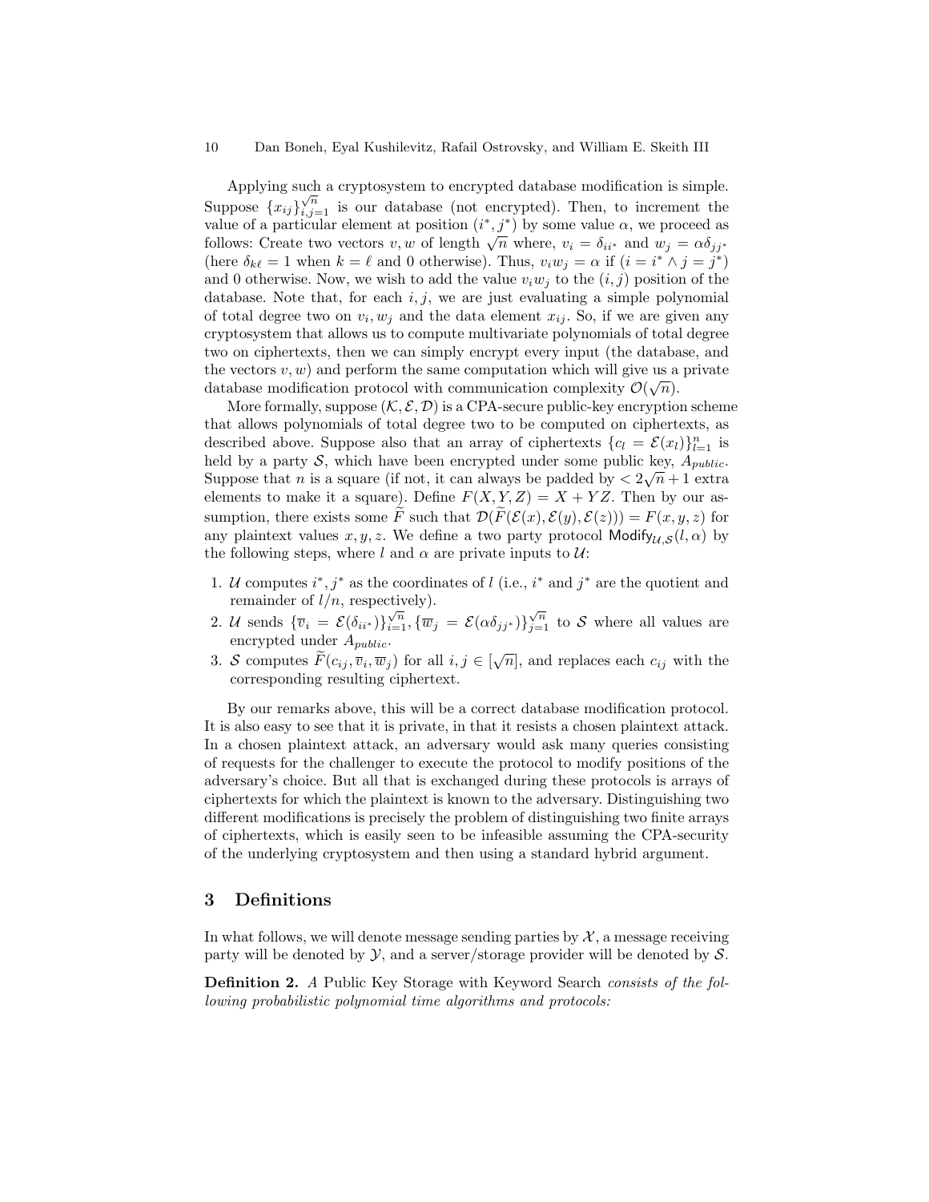Applying such a cryptosystem to encrypted database modification is simple. Suppose $\{x_{ij}\}_{i,j=1}^{\sqrt{n}}$ is our database (not encrypted). Then, to increment the value of a particular element at position $(i^*, j^*)$ by some value $\alpha$, we proceed as follows: Create two vectors $v, w$ of length $\sqrt{n}$ where, $v_i = \delta_{ii^*}$ and $w_j = \alpha\delta_{jj^*}$ (here $\delta_{k\ell} = 1$ when $k = \ell$ and 0 otherwise). Thus, $v_i w_j = \alpha$ if $(i = i^* \wedge j = j^*)$ and 0 otherwise. Now, we wish to add the value $v_i w_j$ to the $(i, j)$ position of the database. Note that, for each $i, j$, we are just evaluating a simple polynomial of total degree two on $v_i, w_j$ and the data element $x_{ij}$. So, if we are given any cryptosystem that allows us to compute multivariate polynomials of total degree two on ciphertexts, then we can simply encrypt every input (the database, and the vectors $v, w$) and perform the same computation which will give us a private database modification protocol with communication complexity $\mathcal{O}(\sqrt{n})$.

More formally, suppose $(\mathcal{K}, \mathcal{E}, \mathcal{D})$ is a CPA-secure public-key encryption scheme that allows polynomials of total degree two to be computed on ciphertexts, as described above. Suppose also that an array of ciphertexts $\{c_l = \mathcal{E}(x_l)\}_{l=1}^n$ is held by a party $\mathcal{S}$, which have been encrypted under some public key, $A_{public}$. Suppose that $n$ is a square (if not, it can always be padded by $< 2\sqrt{n} + 1$ extra elements to make it a square). Define $F(X, Y, Z) = X + YZ$. Then by our assumption, there exists some $\widetilde{F}$ such that $\mathcal{D}(\widetilde{F}(\mathcal{E}(x), \mathcal{E}(y), \mathcal{E}(z))) = F(x, y, z)$ for any plaintext values $x, y, z$. We define a two party protocol $\mathsf{Modify}_{\mathcal{U},\mathcal{S}}(l, \alpha)$ by the following steps, where $l$ and $\alpha$ are private inputs to $\mathcal{U}$:

1. $\mathcal{U}$ computes $i^*, j^*$ as the coordinates of $l$ (i.e., $i^*$ and $j^*$ are the quotient and remainder of $l/n$, respectively).
2. $\mathcal{U}$ sends $\{\overline{v}_i = \mathcal{E}(\delta_{ii^*})\}_{i=1}^{\sqrt{n}}, \{\overline{w}_j = \mathcal{E}(\alpha\delta_{jj^*})\}_{j=1}^{\sqrt{n}}$ to $\mathcal{S}$ where all values are encrypted under $A_{public}$.
3. $\mathcal{S}$ computes $\widetilde{F}(c_{ij}, \overline{v}_i, \overline{w}_j)$ for all $i, j \in [\sqrt{n}]$, and replaces each $c_{ij}$ with the corresponding resulting ciphertext.

By our remarks above, this will be a correct database modification protocol. It is also easy to see that it is private, in that it resists a chosen plaintext attack. In a chosen plaintext attack, an adversary would ask many queries consisting of requests for the challenger to execute the protocol to modify positions of the adversary's choice. But all that is exchanged during these protocols is arrays of ciphertexts for which the plaintext is known to the adversary. Distinguishing two different modifications is precisely the problem of distinguishing two finite arrays of ciphertexts, which is easily seen to be infeasible assuming the CPA-security of the underlying cryptosystem and then using a standard hybrid argument.

## 3 Definitions

In what follows, we will denote message sending parties by $\mathcal{X}$, a message receiving party will be denoted by $\mathcal{Y}$, and a server/storage provider will be denoted by $\mathcal{S}$.

**Definition 2.** *A* Public Key Storage with Keyword Search *consists of the following probabilistic polynomial time algorithms and protocols:*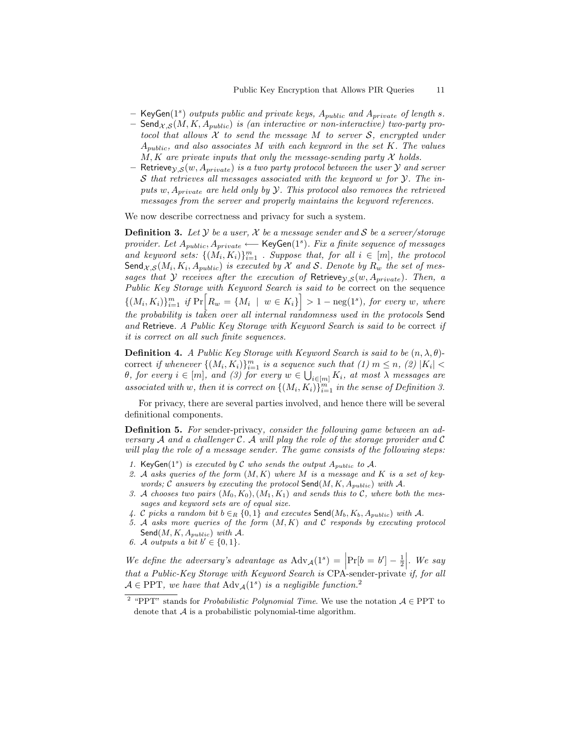- $\mathsf{KeyGen}(1^s)$ *outputs public and private keys,* $A_{public}$ *and* $A_{private}$ *of length* $s$.
- $\mathsf{Send}_{\mathcal{X},\mathcal{S}}(M, K, A_{public})$ *is (an interactive or non-interactive) two-party protocol that allows* $\mathcal{X}$ *to send the message* $M$ *to server* $\mathcal{S}$*, encrypted under* $A_{public}$*, and also associates* $M$ *with each keyword in the set* $K$*. The values* $M, K$ *are private inputs that only the message-sending party* $\mathcal{X}$ *holds.*
- $\mathsf{Retrieve}_{\mathcal{Y},\mathcal{S}}(w, A_{private})$ *is a two party protocol between the user* $\mathcal{Y}$ *and server* $\mathcal{S}$ *that retrieves all messages associated with the keyword* $w$ *for* $\mathcal{Y}$*. The inputs* $w, A_{private}$ *are held only by* $\mathcal{Y}$*. This protocol also removes the retrieved messages from the server and properly maintains the keyword references.*

We now describe correctness and privacy for such a system.

**Definition 3.** *Let* $\mathcal{Y}$ *be a user,* $\mathcal{X}$ *be a message sender and* $\mathcal{S}$ *be a server/storage provider. Let* $A_{public}, A_{private} \longleftarrow \mathsf{KeyGen}(1^s)$*. Fix a finite sequence of messages and keyword sets:* $\{(M_i, K_i)\}_{i=1}^m$ *. Suppose that, for all* $i \in [m]$*, the protocol* $\mathsf{Send}_{\mathcal{X},\mathcal{S}}(M_i, K_i, A_{public})$ *is executed by* $\mathcal{X}$ *and* $\mathcal{S}$*. Denote by* $R_w$ *the set of messages that* $\mathcal{Y}$ *receives after the execution of* $\mathsf{Retrieve}_{\mathcal{Y},\mathcal{S}}(w, A_{private})$*. Then, a Public Key Storage with Keyword Search is said to be* correct *on the sequence* $\{(M_i, K_i)\}_{i=1}^m$ *if* $\Pr\Big[R_w = \{M_i \mid w \in K_i\}\Big] > 1 - \mathrm{neg}(1^s)$*, for every* $w$*, where the probability is taken over all internal randomness used in the protocols* $\mathsf{Send}$ *and* $\mathsf{Retrieve}$*. A Public Key Storage with Keyword Search is said to be* correct *if it is correct on all such finite sequences.*

**Definition 4.** *A Public Key Storage with Keyword Search is said to be* $(n, \lambda, \theta)$-correct *if whenever* $\{(M_i, K_i)\}_{i=1}^m$ *is a sequence such that (1)* $m \leq n$*, (2)* $|K_i| < \theta$*, for every* $i \in [m]$*, and (3) for every* $w \in \bigcup_{i \in [m]} K_i$*, at most* $\lambda$ *messages are associated with* $w$*, then it is correct on* $\{(M_i, K_i)\}_{i=1}^m$ *in the sense of Definition 3.*

For privacy, there are several parties involved, and hence there will be several definitional components.

**Definition 5.** *For* sender-privacy*, consider the following game between an adversary* $\mathcal{A}$ *and a challenger* $\mathcal{C}$*.* $\mathcal{A}$ *will play the role of the storage provider and* $\mathcal{C}$ *will play the role of a message sender. The game consists of the following steps:*

1. $\mathsf{KeyGen}(1^s)$ *is executed by* $\mathcal{C}$ *who sends the output* $A_{public}$ *to* $\mathcal{A}$*.*
2. $\mathcal{A}$ *asks queries of the form* $(M, K)$ *where* $M$ *is a message and* $K$ *is a set of keywords;* $\mathcal{C}$ *answers by executing the protocol* $\mathsf{Send}(M, K, A_{public})$ *with* $\mathcal{A}$*.*
3. $\mathcal{A}$ *chooses two pairs* $(M_0, K_0), (M_1, K_1)$ *and sends this to* $\mathcal{C}$*, where both the messages and keyword sets are of equal size.*
4. $\mathcal{C}$ *picks a random bit* $b \in_R \{0, 1\}$ *and executes* $\mathsf{Send}(M_b, K_b, A_{public})$ *with* $\mathcal{A}$*.*
5. $\mathcal{A}$ *asks more queries of the form* $(M, K)$ *and* $\mathcal{C}$ *responds by executing protocol* $\mathsf{Send}(M, K, A_{public})$ *with* $\mathcal{A}$*.*
6. $\mathcal{A}$ *outputs a bit* $b' \in \{0, 1\}$*.*

*We define the adversary's advantage as* $\mathrm{Adv}_{\mathcal{A}}(1^s) = \Big|\Pr[b = b'] - \frac{1}{2}\Big|$*. We say that a Public-Key Storage with Keyword Search is* CPA-sender-private *if, for all* $\mathcal{A} \in \mathrm{PPT}$*, we have that* $\mathrm{Adv}_{\mathcal{A}}(1^s)$ *is a negligible function.*[2]

[2] "PPT" stands for *Probabilistic Polynomial Time*. We use the notation $\mathcal{A} \in \mathrm{PPT}$ to denote that $\mathcal{A}$ is a probabilistic polynomial-time algorithm.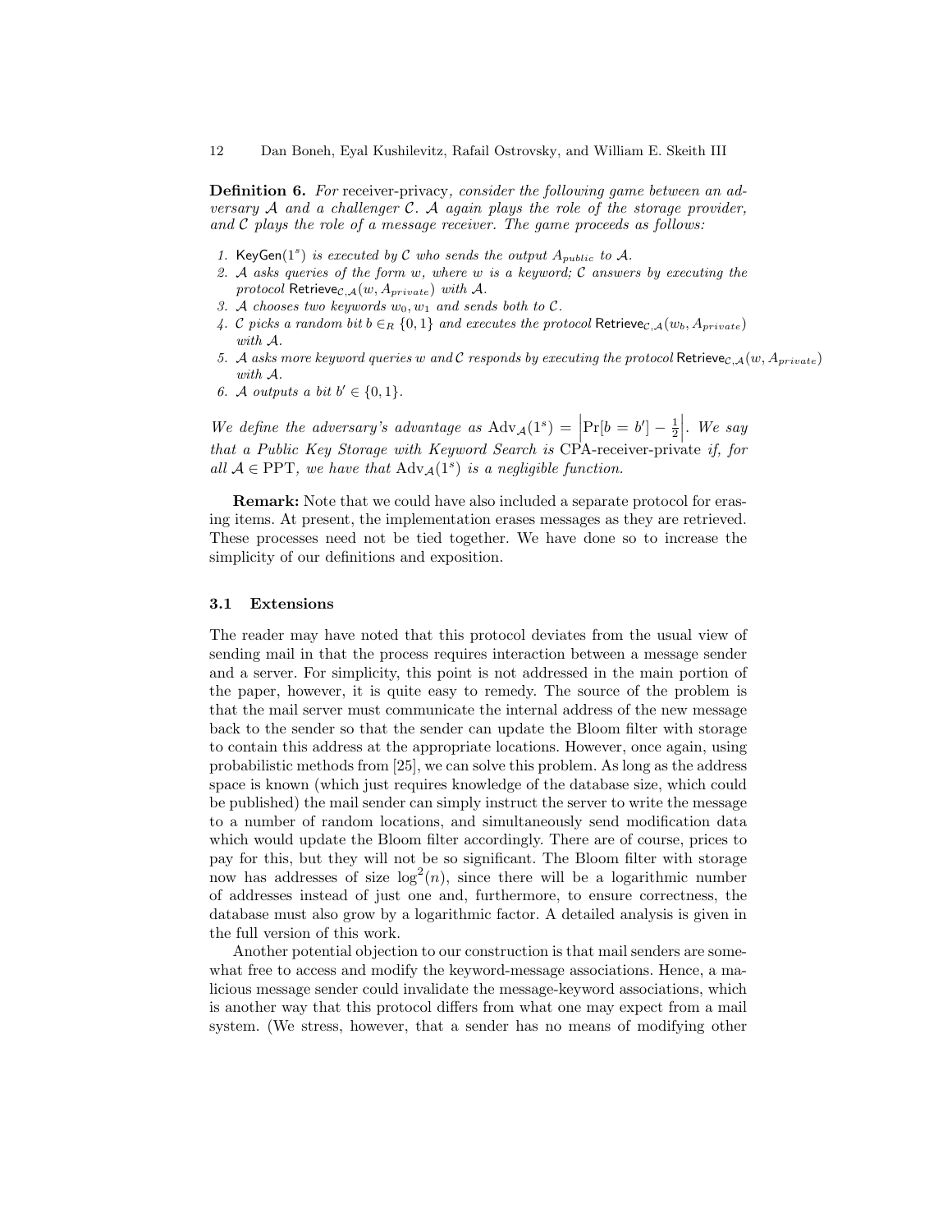**Definition 6.** *For* receiver-privacy*, consider the following game between an adversary $\mathcal{A}$ and a challenger $\mathcal{C}$. $\mathcal{A}$ again plays the role of the storage provider, and $\mathcal{C}$ plays the role of a message receiver. The game proceeds as follows:*

1. *$\mathsf{KeyGen}(1^s)$ is executed by $\mathcal{C}$ who sends the output $A_{public}$ to $\mathcal{A}$.*
2. *$\mathcal{A}$ asks queries of the form $w$, where $w$ is a keyword; $\mathcal{C}$ answers by executing the protocol $\mathsf{Retrieve}_{\mathcal{C},\mathcal{A}}(w, A_{private})$ with $\mathcal{A}$.*
3. *$\mathcal{A}$ chooses two keywords $w_0, w_1$ and sends both to $\mathcal{C}$.*
4. *$\mathcal{C}$ picks a random bit $b \in_R \{0,1\}$ and executes the protocol $\mathsf{Retrieve}_{\mathcal{C},\mathcal{A}}(w_b, A_{private})$ with $\mathcal{A}$.*
5. *$\mathcal{A}$ asks more keyword queries $w$ and $\mathcal{C}$ responds by executing the protocol $\mathsf{Retrieve}_{\mathcal{C},\mathcal{A}}(w, A_{private})$ with $\mathcal{A}$.*
6. *$\mathcal{A}$ outputs a bit $b' \in \{0,1\}$.*

*We define the adversary's advantage as $\mathrm{Adv}_{\mathcal{A}}(1^s) = \left|\Pr[b = b'] - \frac{1}{2}\right|$. We say that a Public Key Storage with Keyword Search is* CPA-receiver-private *if, for all $\mathcal{A} \in \mathrm{PPT}$, we have that $\mathrm{Adv}_{\mathcal{A}}(1^s)$ is a negligible function.*

**Remark:** Note that we could have also included a separate protocol for erasing items. At present, the implementation erases messages as they are retrieved. These processes need not be tied together. We have done so to increase the simplicity of our definitions and exposition.

### 3.1 Extensions

The reader may have noted that this protocol deviates from the usual view of sending mail in that the process requires interaction between a message sender and a server. For simplicity, this point is not addressed in the main portion of the paper, however, it is quite easy to remedy. The source of the problem is that the mail server must communicate the internal address of the new message back to the sender so that the sender can update the Bloom filter with storage to contain this address at the appropriate locations. However, once again, using probabilistic methods from [25], we can solve this problem. As long as the address space is known (which just requires knowledge of the database size, which could be published) the mail sender can simply instruct the server to write the message to a number of random locations, and simultaneously send modification data which would update the Bloom filter accordingly. There are of course, prices to pay for this, but they will not be so significant. The Bloom filter with storage now has addresses of size $\log^2(n)$, since there will be a logarithmic number of addresses instead of just one and, furthermore, to ensure correctness, the database must also grow by a logarithmic factor. A detailed analysis is given in the full version of this work.

Another potential objection to our construction is that mail senders are somewhat free to access and modify the keyword-message associations. Hence, a malicious message sender could invalidate the message-keyword associations, which is another way that this protocol differs from what one may expect from a mail system. (We stress, however, that a sender has no means of modifying other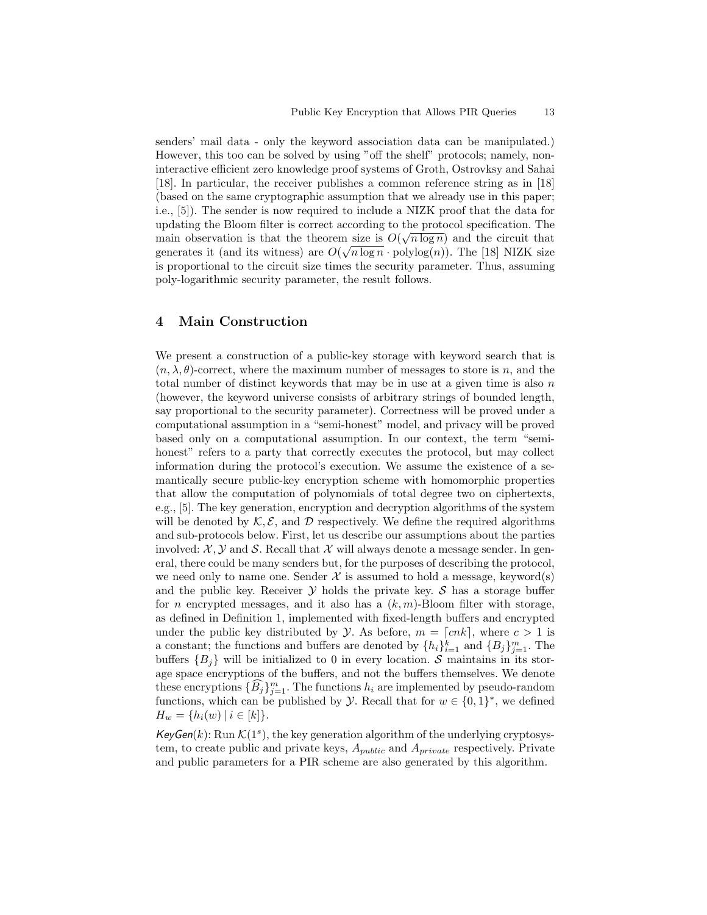senders' mail data - only the keyword association data can be manipulated.) However, this too can be solved by using "off the shelf" protocols; namely, non-interactive efficient zero knowledge proof systems of Groth, Ostrovksy and Sahai [18]. In particular, the receiver publishes a common reference string as in [18] (based on the same cryptographic assumption that we already use in this paper; i.e., [5]). The sender is now required to include a NIZK proof that the data for updating the Bloom filter is correct according to the protocol specification. The main observation is that the theorem size is $O(\sqrt{n \log n})$ and the circuit that generates it (and its witness) are $O(\sqrt{n \log n} \cdot \text{polylog}(n))$. The [18] NIZK size is proportional to the circuit size times the security parameter. Thus, assuming poly-logarithmic security parameter, the result follows.

## 4 Main Construction

We present a construction of a public-key storage with keyword search that is $(n, \lambda, \theta)$-correct, where the maximum number of messages to store is $n$, and the total number of distinct keywords that may be in use at a given time is also $n$ (however, the keyword universe consists of arbitrary strings of bounded length, say proportional to the security parameter). Correctness will be proved under a computational assumption in a "semi-honest" model, and privacy will be proved based only on a computational assumption. In our context, the term "semi-honest" refers to a party that correctly executes the protocol, but may collect information during the protocol's execution. We assume the existence of a semantically secure public-key encryption scheme with homomorphic properties that allow the computation of polynomials of total degree two on ciphertexts, e.g., [5]. The key generation, encryption and decryption algorithms of the system will be denoted by $\mathcal{K}, \mathcal{E}$, and $\mathcal{D}$ respectively. We define the required algorithms and sub-protocols below. First, let us describe our assumptions about the parties involved: $\mathcal{X}, \mathcal{Y}$ and $\mathcal{S}$. Recall that $\mathcal{X}$ will always denote a message sender. In general, there could be many senders but, for the purposes of describing the protocol, we need only to name one. Sender $\mathcal{X}$ is assumed to hold a message, keyword(s) and the public key. Receiver $\mathcal{Y}$ holds the private key. $\mathcal{S}$ has a storage buffer for $n$ encrypted messages, and it also has a $(k, m)$-Bloom filter with storage, as defined in Definition 1, implemented with fixed-length buffers and encrypted under the public key distributed by $\mathcal{Y}$. As before, $m = \lceil cnk \rceil$, where $c > 1$ is a constant; the functions and buffers are denoted by $\{h_i\}_{i=1}^{k}$ and $\{B_j\}_{j=1}^{m}$. The buffers $\{B_j\}$ will be initialized to 0 in every location. $\mathcal{S}$ maintains in its storage space encryptions of the buffers, and not the buffers themselves. We denote these encryptions $\{\widehat{B_j}\}_{j=1}^{m}$. The functions $h_i$ are implemented by pseudo-random functions, which can be published by $\mathcal{Y}$. Recall that for $w \in \{0,1\}^*$, we defined $H_w = \{h_i(w) \mid i \in [k]\}$.

*KeyGen*$(k)$: Run $\mathcal{K}(1^s)$, the key generation algorithm of the underlying cryptosystem, to create public and private keys, $A_{public}$ and $A_{private}$ respectively. Private and public parameters for a PIR scheme are also generated by this algorithm.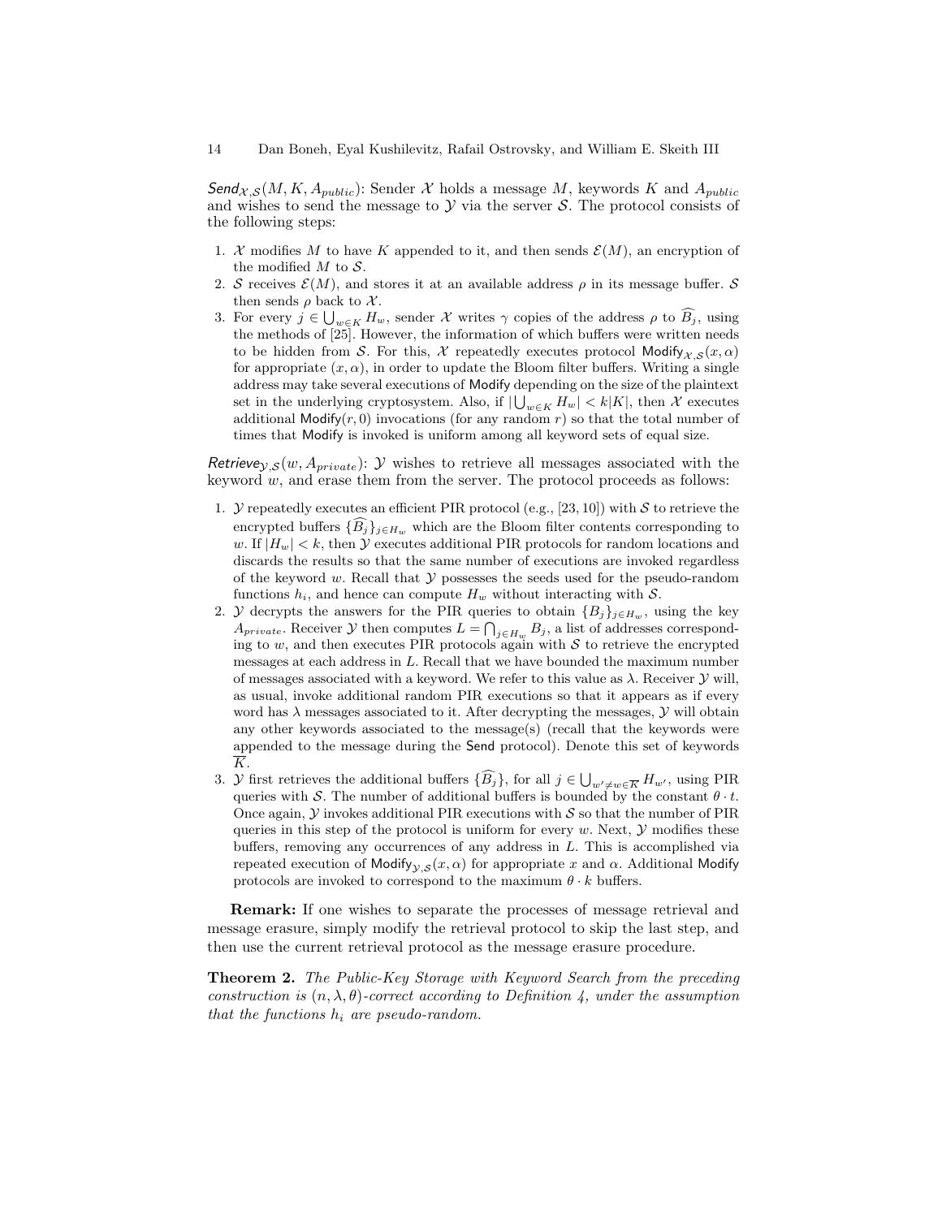$\mathsf{Send}_{\mathcal{X},\mathcal{S}}(M, K, A_{public})$: Sender $\mathcal{X}$ holds a message $M$, keywords $K$ and $A_{public}$ and wishes to send the message to $\mathcal{Y}$ via the server $\mathcal{S}$. The protocol consists of the following steps:

1. $\mathcal{X}$ modifies $M$ to have $K$ appended to it, and then sends $\mathcal{E}(M)$, an encryption of the modified $M$ to $\mathcal{S}$.
2. $\mathcal{S}$ receives $\mathcal{E}(M)$, and stores it at an available address $\rho$ in its message buffer. $\mathcal{S}$ then sends $\rho$ back to $\mathcal{X}$.
3. For every $j \in \bigcup_{w \in K} H_w$, sender $\mathcal{X}$ writes $\gamma$ copies of the address $\rho$ to $\widehat{B_j}$, using the methods of [25]. However, the information of which buffers were written needs to be hidden from $\mathcal{S}$. For this, $\mathcal{X}$ repeatedly executes protocol $\mathsf{Modify}_{\mathcal{X},\mathcal{S}}(x, \alpha)$ for appropriate $(x, \alpha)$, in order to update the Bloom filter buffers. Writing a single address may take several executions of $\mathsf{Modify}$ depending on the size of the plaintext set in the underlying cryptosystem. Also, if $|\bigcup_{w \in K} H_w| < k|K|$, then $\mathcal{X}$ executes additional $\mathsf{Modify}(r, 0)$ invocations (for any random $r$) so that the total number of times that $\mathsf{Modify}$ is invoked is uniform among all keyword sets of equal size.

$\mathsf{Retrieve}_{\mathcal{Y},\mathcal{S}}(w, A_{private})$: $\mathcal{Y}$ wishes to retrieve all messages associated with the keyword $w$, and erase them from the server. The protocol proceeds as follows:

1. $\mathcal{Y}$ repeatedly executes an efficient PIR protocol (e.g., [23, 10]) with $\mathcal{S}$ to retrieve the encrypted buffers $\{\widehat{B_j}\}_{j \in H_w}$ which are the Bloom filter contents corresponding to $w$. If $|H_w| < k$, then $\mathcal{Y}$ executes additional PIR protocols for random locations and discards the results so that the same number of executions are invoked regardless of the keyword $w$. Recall that $\mathcal{Y}$ possesses the seeds used for the pseudo-random functions $h_i$, and hence can compute $H_w$ without interacting with $\mathcal{S}$.
2. $\mathcal{Y}$ decrypts the answers for the PIR queries to obtain $\{B_j\}_{j \in H_w}$, using the key $A_{private}$. Receiver $\mathcal{Y}$ then computes $L = \bigcap_{j \in H_w} B_j$, a list of addresses corresponding to $w$, and then executes PIR protocols again with $\mathcal{S}$ to retrieve the encrypted messages at each address in $L$. Recall that we have bounded the maximum number of messages associated with a keyword. We refer to this value as $\lambda$. Receiver $\mathcal{Y}$ will, as usual, invoke additional random PIR executions so that it appears as if every word has $\lambda$ messages associated to it. After decrypting the messages, $\mathcal{Y}$ will obtain any other keywords associated to the message(s) (recall that the keywords were appended to the message during the $\mathsf{Send}$ protocol). Denote this set of keywords $\overline{K}$.
3. $\mathcal{Y}$ first retrieves the additional buffers $\{\widehat{B_j}\}$, for all $j \in \bigcup_{w' \neq w \in \overline{K}} H_{w'}$, using PIR queries with $\mathcal{S}$. The number of additional buffers is bounded by the constant $\theta \cdot t$. Once again, $\mathcal{Y}$ invokes additional PIR executions with $\mathcal{S}$ so that the number of PIR queries in this step of the protocol is uniform for every $w$. Next, $\mathcal{Y}$ modifies these buffers, removing any occurrences of any address in $L$. This is accomplished via repeated execution of $\mathsf{Modify}_{\mathcal{Y},\mathcal{S}}(x, \alpha)$ for appropriate $x$ and $\alpha$. Additional $\mathsf{Modify}$ protocols are invoked to correspond to the maximum $\theta \cdot k$ buffers.

**Remark:** If one wishes to separate the processes of message retrieval and message erasure, simply modify the retrieval protocol to skip the last step, and then use the current retrieval protocol as the message erasure procedure.

**Theorem 2.** *The Public-Key Storage with Keyword Search from the preceding construction is $(n, \lambda, \theta)$-correct according to Definition 4, under the assumption that the functions $h_i$ are pseudo-random.*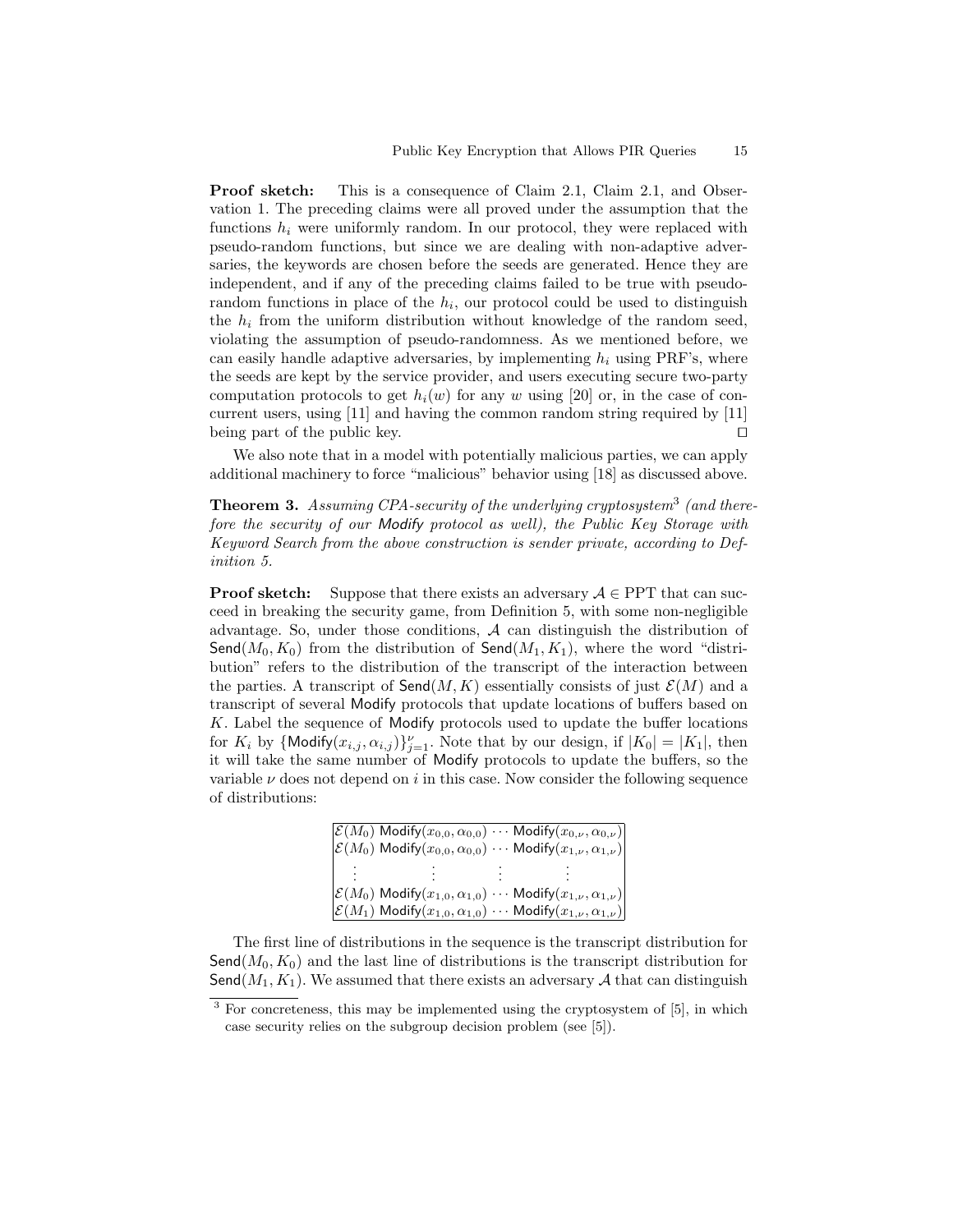**Proof sketch:** This is a consequence of Claim 2.1, Claim 2.1, and Observation 1. The preceding claims were all proved under the assumption that the functions $h_i$ were uniformly random. In our protocol, they were replaced with pseudo-random functions, but since we are dealing with non-adaptive adversaries, the keywords are chosen before the seeds are generated. Hence they are independent, and if any of the preceding claims failed to be true with pseudo-random functions in place of the $h_i$, our protocol could be used to distinguish the $h_i$ from the uniform distribution without knowledge of the random seed, violating the assumption of pseudo-randomness. As we mentioned before, we can easily handle adaptive adversaries, by implementing $h_i$ using PRF's, where the seeds are kept by the service provider, and users executing secure two-party computation protocols to get $h_i(w)$ for any $w$ using [20] or, in the case of concurrent users, using [11] and having the common random string required by [11] being part of the public key. □

We also note that in a model with potentially malicious parties, we can apply additional machinery to force "malicious" behavior using [18] as discussed above.

**Theorem 3.** *Assuming CPA-security of the underlying cryptosystem*[3] *(and therefore the security of our* Modify *protocol as well), the Public Key Storage with Keyword Search from the above construction is sender private, according to Definition 5.*

**Proof sketch:** Suppose that there exists an adversary $\mathcal{A} \in \text{PPT}$ that can succeed in breaking the security game, from Definition 5, with some non-negligible advantage. So, under those conditions, $\mathcal{A}$ can distinguish the distribution of $\mathsf{Send}(M_0, K_0)$ from the distribution of $\mathsf{Send}(M_1, K_1)$, where the word "distribution" refers to the distribution of the transcript of the interaction between the parties. A transcript of $\mathsf{Send}(M, K)$ essentially consists of just $\mathcal{E}(M)$ and a transcript of several Modify protocols that update locations of buffers based on $K$. Label the sequence of Modify protocols used to update the buffer locations for $K_i$ by $\{\mathsf{Modify}(x_{i,j}, \alpha_{i,j})\}_{j=1}^{\nu}$. Note that by our design, if $|K_0| = |K_1|$, then it will take the same number of Modify protocols to update the buffers, so the variable $\nu$ does not depend on $i$ in this case. Now consider the following sequence of distributions:

$$
\begin{array}{|llll|}
\mathcal{E}(M_0) & \mathsf{Modify}(x_{0,0}, \alpha_{0,0}) & \cdots & \mathsf{Modify}(x_{0,\nu}, \alpha_{0,\nu}) \\
\mathcal{E}(M_0) & \mathsf{Modify}(x_{0,0}, \alpha_{0,0}) & \cdots & \mathsf{Modify}(x_{1,\nu}, \alpha_{1,\nu}) \\
\vdots & \vdots & \vdots & \vdots \\
\mathcal{E}(M_0) & \mathsf{Modify}(x_{1,0}, \alpha_{1,0}) & \cdots & \mathsf{Modify}(x_{1,\nu}, \alpha_{1,\nu}) \\
\mathcal{E}(M_1) & \mathsf{Modify}(x_{1,0}, \alpha_{1,0}) & \cdots & \mathsf{Modify}(x_{1,\nu}, \alpha_{1,\nu}) \\
\end{array}
$$

The first line of distributions in the sequence is the transcript distribution for $\mathsf{Send}(M_0, K_0)$ and the last line of distributions is the transcript distribution for $\mathsf{Send}(M_1, K_1)$. We assumed that there exists an adversary $\mathcal{A}$ that can distinguish

[3] For concreteness, this may be implemented using the cryptosystem of [5], in which case security relies on the subgroup decision problem (see [5]).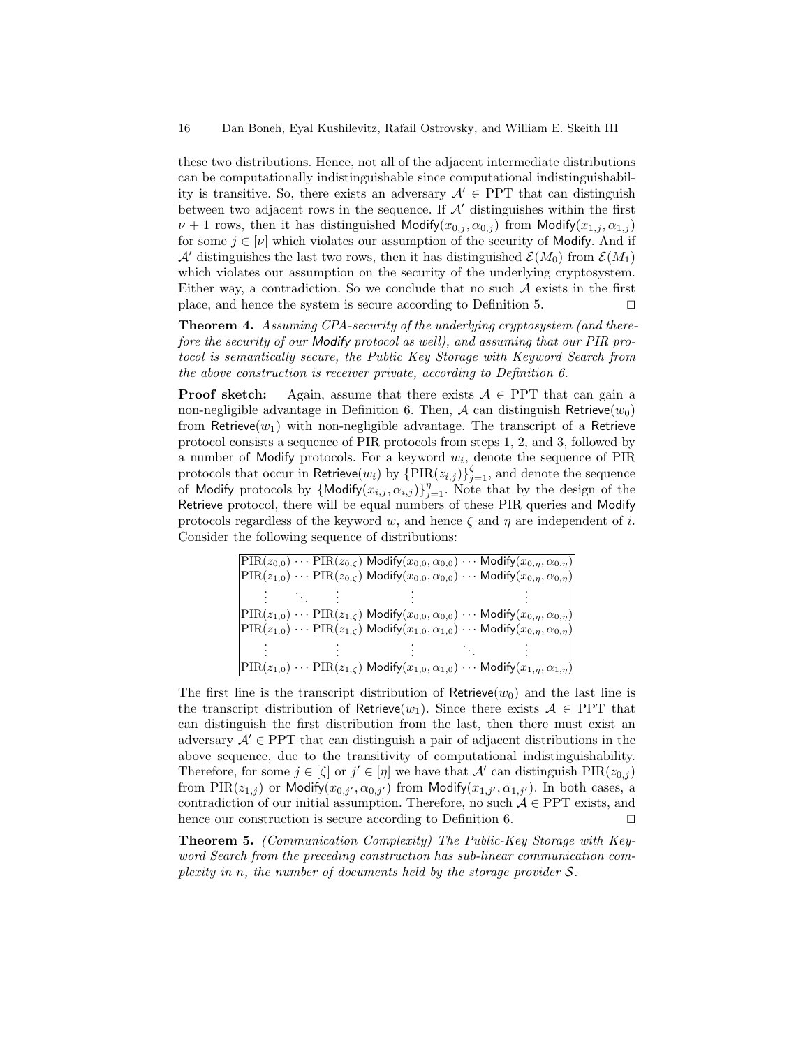these two distributions. Hence, not all of the adjacent intermediate distributions can be computationally indistinguishable since computational indistinguishability is transitive. So, there exists an adversary $\mathcal{A}' \in \text{PPT}$ that can distinguish between two adjacent rows in the sequence. If $\mathcal{A}'$ distinguishes within the first $\nu + 1$ rows, then it has distinguished $\mathsf{Modify}(x_{0,j}, \alpha_{0,j})$ from $\mathsf{Modify}(x_{1,j}, \alpha_{1,j})$ for some $j \in [\nu]$ which violates our assumption of the security of Modify. And if $\mathcal{A}'$ distinguishes the last two rows, then it has distinguished $\mathcal{E}(M_0)$ from $\mathcal{E}(M_1)$ which violates our assumption on the security of the underlying cryptosystem. Either way, a contradiction. So we conclude that no such $\mathcal{A}$ exists in the first place, and hence the system is secure according to Definition 5. $\square$

**Theorem 4.** *Assuming CPA-security of the underlying cryptosystem (and therefore the security of our* Modify *protocol as well), and assuming that our PIR protocol is semantically secure, the Public Key Storage with Keyword Search from the above construction is receiver private, according to Definition 6.*

**Proof sketch:** Again, assume that there exists $\mathcal{A} \in \text{PPT}$ that can gain a non-negligible advantage in Definition 6. Then, $\mathcal{A}$ can distinguish $\mathsf{Retrieve}(w_0)$ from $\mathsf{Retrieve}(w_1)$ with non-negligible advantage. The transcript of a Retrieve protocol consists a sequence of PIR protocols from steps 1, 2, and 3, followed by a number of Modify protocols. For a keyword $w_i$, denote the sequence of PIR protocols that occur in $\mathsf{Retrieve}(w_i)$ by $\{\text{PIR}(z_{i,j})\}_{j=1}^{\zeta}$, and denote the sequence of Modify protocols by $\{\mathsf{Modify}(x_{i,j}, \alpha_{i,j})\}_{j=1}^{\eta}$. Note that by the design of the Retrieve protocol, there will be equal numbers of these PIR queries and Modify protocols regardless of the keyword $w$, and hence $\zeta$ and $\eta$ are independent of $i$. Consider the following sequence of distributions:

$$
\begin{array}{|lllll|}
\text{PIR}(z_{0,0}) & \cdots\ \text{PIR}(z_{0,\zeta}) & \mathsf{Modify}(x_{0,0}, \alpha_{0,0}) & \cdots & \mathsf{Modify}(x_{0,\eta}, \alpha_{0,\eta}) \\
\text{PIR}(z_{1,0}) & \cdots\ \text{PIR}(z_{0,\zeta}) & \mathsf{Modify}(x_{0,0}, \alpha_{0,0}) & \cdots & \mathsf{Modify}(x_{0,\eta}, \alpha_{0,\eta}) \\
\vdots & \ddots\quad \vdots & \vdots & & \vdots \\
\text{PIR}(z_{1,0}) & \cdots\ \text{PIR}(z_{1,\zeta}) & \mathsf{Modify}(x_{0,0}, \alpha_{0,0}) & \cdots & \mathsf{Modify}(x_{0,\eta}, \alpha_{0,\eta}) \\
\text{PIR}(z_{1,0}) & \cdots\ \text{PIR}(z_{1,\zeta}) & \mathsf{Modify}(x_{1,0}, \alpha_{1,0}) & \cdots & \mathsf{Modify}(x_{0,\eta}, \alpha_{0,\eta}) \\
\vdots & \quad\quad \vdots & \vdots & \ddots & \vdots \\
\text{PIR}(z_{1,0}) & \cdots\ \text{PIR}(z_{1,\zeta}) & \mathsf{Modify}(x_{1,0}, \alpha_{1,0}) & \cdots & \mathsf{Modify}(x_{1,\eta}, \alpha_{1,\eta})
\end{array}
$$

The first line is the transcript distribution of $\mathsf{Retrieve}(w_0)$ and the last line is the transcript distribution of $\mathsf{Retrieve}(w_1)$. Since there exists $\mathcal{A} \in \text{PPT}$ that can distinguish the first distribution from the last, then there must exist an adversary $\mathcal{A}' \in \text{PPT}$ that can distinguish a pair of adjacent distributions in the above sequence, due to the transitivity of computational indistinguishability. Therefore, for some $j \in [\zeta]$ or $j' \in [\eta]$ we have that $\mathcal{A}'$ can distinguish $\text{PIR}(z_{0,j})$ from $\text{PIR}(z_{1,j})$ or $\mathsf{Modify}(x_{0,j'}, \alpha_{0,j'})$ from $\mathsf{Modify}(x_{1,j'}, \alpha_{1,j'})$. In both cases, a contradiction of our initial assumption. Therefore, no such $\mathcal{A} \in \text{PPT}$ exists, and hence our construction is secure according to Definition 6. $\square$

**Theorem 5.** *(Communication Complexity) The Public-Key Storage with Keyword Search from the preceding construction has sub-linear communication complexity in $n$, the number of documents held by the storage provider $\mathcal{S}$.*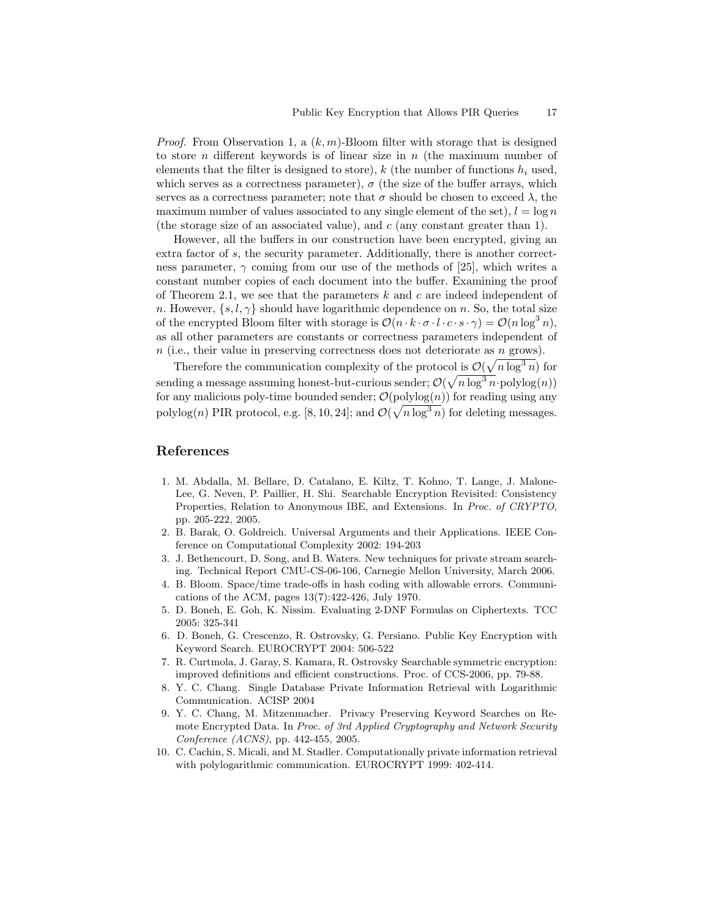*Proof.* From Observation 1, a $(k, m)$-Bloom filter with storage that is designed to store $n$ different keywords is of linear size in $n$ (the maximum number of elements that the filter is designed to store), $k$ (the number of functions $h_i$ used, which serves as a correctness parameter), $\sigma$ (the size of the buffer arrays, which serves as a correctness parameter; note that $\sigma$ should be chosen to exceed $\lambda$, the maximum number of values associated to any single element of the set), $l = \log n$ (the storage size of an associated value), and $c$ (any constant greater than 1).

However, all the buffers in our construction have been encrypted, giving an extra factor of $s$, the security parameter. Additionally, there is another correctness parameter, $\gamma$ coming from our use of the methods of [25], which writes a constant number copies of each document into the buffer. Examining the proof of Theorem 2.1, we see that the parameters $k$ and $c$ are indeed independent of $n$. However, $\{s, l, \gamma\}$ should have logarithmic dependence on $n$. So, the total size of the encrypted Bloom filter with storage is $\mathcal{O}(n \cdot k \cdot \sigma \cdot l \cdot c \cdot s \cdot \gamma) = \mathcal{O}(n \log^3 n)$, as all other parameters are constants or correctness parameters independent of $n$ (i.e., their value in preserving correctness does not deteriorate as $n$ grows).

Therefore the communication complexity of the protocol is $\mathcal{O}(\sqrt{n \log^3 n})$ for sending a message assuming honest-but-curious sender; $\mathcal{O}(\sqrt{n \log^3 n} \cdot \text{polylog}(n))$ for any malicious poly-time bounded sender; $\mathcal{O}(\text{polylog}(n))$ for reading using any $\text{polylog}(n)$ PIR protocol, e.g. [8, 10, 24]; and $\mathcal{O}(\sqrt{n \log^3 n})$ for deleting messages.

## References

1. M. Abdalla, M. Bellare, D. Catalano, E. Kiltz, T. Kohno, T. Lange, J. Malone-Lee, G. Neven, P. Paillier, H. Shi. Searchable Encryption Revisited: Consistency Properties, Relation to Anonymous IBE, and Extensions. In *Proc. of CRYPTO*, pp. 205-222, 2005.
2. B. Barak, O. Goldreich. Universal Arguments and their Applications. IEEE Conference on Computational Complexity 2002: 194-203
3. J. Bethencourt, D. Song, and B. Waters. New techniques for private stream searching. Technical Report CMU-CS-06-106, Carnegie Mellon University, March 2006.
4. B. Bloom. Space/time trade-offs in hash coding with allowable errors. Communications of the ACM, pages 13(7):422-426, July 1970.
5. D. Boneh, E. Goh, K. Nissim. Evaluating 2-DNF Formulas on Ciphertexts. TCC 2005: 325-341
6. D. Boneh, G. Crescenzo, R. Ostrovsky, G. Persiano. Public Key Encryption with Keyword Search. EUROCRYPT 2004: 506-522
7. R. Curtmola, J. Garay, S. Kamara, R. Ostrovsky Searchable symmetric encryption: improved definitions and efficient constructions. Proc. of CCS-2006, pp. 79-88.
8. Y. C. Chang. Single Database Private Information Retrieval with Logarithmic Communication. ACISP 2004
9. Y. C. Chang, M. Mitzenmacher. Privacy Preserving Keyword Searches on Remote Encrypted Data. In *Proc. of 3rd Applied Cryptography and Network Security Conference (ACNS)*, pp. 442-455, 2005.
10. C. Cachin, S. Micali, and M. Stadler. Computationally private information retrieval with polylogarithmic communication. EUROCRYPT 1999: 402-414.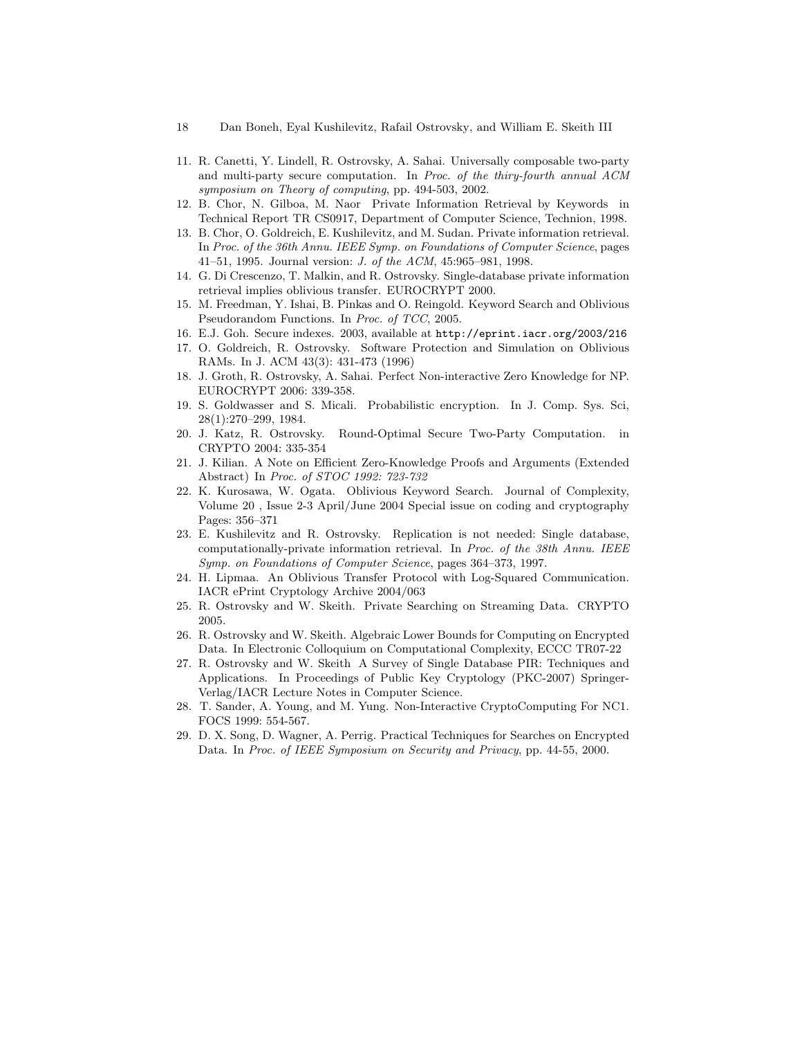11. R. Canetti, Y. Lindell, R. Ostrovsky, A. Sahai. Universally composable two-party and multi-party secure computation. In *Proc. of the thiry-fourth annual ACM symposium on Theory of computing*, pp. 494-503, 2002.
12. B. Chor, N. Gilboa, M. Naor Private Information Retrieval by Keywords in Technical Report TR CS0917, Department of Computer Science, Technion, 1998.
13. B. Chor, O. Goldreich, E. Kushilevitz, and M. Sudan. Private information retrieval. In *Proc. of the 36th Annu. IEEE Symp. on Foundations of Computer Science*, pages 41–51, 1995. Journal version: *J. of the ACM*, 45:965–981, 1998.
14. G. Di Crescenzo, T. Malkin, and R. Ostrovsky. Single-database private information retrieval implies oblivious transfer. EUROCRYPT 2000.
15. M. Freedman, Y. Ishai, B. Pinkas and O. Reingold. Keyword Search and Oblivious Pseudorandom Functions. In *Proc. of TCC*, 2005.
16. E.J. Goh. Secure indexes. 2003, available at `http://eprint.iacr.org/2003/216`
17. O. Goldreich, R. Ostrovsky. Software Protection and Simulation on Oblivious RAMs. In J. ACM 43(3): 431-473 (1996)
18. J. Groth, R. Ostrovsky, A. Sahai. Perfect Non-interactive Zero Knowledge for NP. EUROCRYPT 2006: 339-358.
19. S. Goldwasser and S. Micali. Probabilistic encryption. In J. Comp. Sys. Sci, 28(1):270–299, 1984.
20. J. Katz, R. Ostrovsky. Round-Optimal Secure Two-Party Computation. in CRYPTO 2004: 335-354
21. J. Kilian. A Note on Efficient Zero-Knowledge Proofs and Arguments (Extended Abstract) In *Proc. of STOC 1992: 723-732*
22. K. Kurosawa, W. Ogata. Oblivious Keyword Search. Journal of Complexity, Volume 20 , Issue 2-3 April/June 2004 Special issue on coding and cryptography Pages: 356–371
23. E. Kushilevitz and R. Ostrovsky. Replication is not needed: Single database, computationally-private information retrieval. In *Proc. of the 38th Annu. IEEE Symp. on Foundations of Computer Science*, pages 364–373, 1997.
24. H. Lipmaa. An Oblivious Transfer Protocol with Log-Squared Communication. IACR ePrint Cryptology Archive 2004/063
25. R. Ostrovsky and W. Skeith. Private Searching on Streaming Data. CRYPTO 2005.
26. R. Ostrovsky and W. Skeith. Algebraic Lower Bounds for Computing on Encrypted Data. In Electronic Colloquium on Computational Complexity, ECCC TR07-22
27. R. Ostrovsky and W. Skeith A Survey of Single Database PIR: Techniques and Applications. In Proceedings of Public Key Cryptology (PKC-2007) Springer-Verlag/IACR Lecture Notes in Computer Science.
28. T. Sander, A. Young, and M. Yung. Non-Interactive CryptoComputing For NC1. FOCS 1999: 554-567.
29. D. X. Song, D. Wagner, A. Perrig. Practical Techniques for Searches on Encrypted Data. In *Proc. of IEEE Symposium on Security and Privacy*, pp. 44-55, 2000.